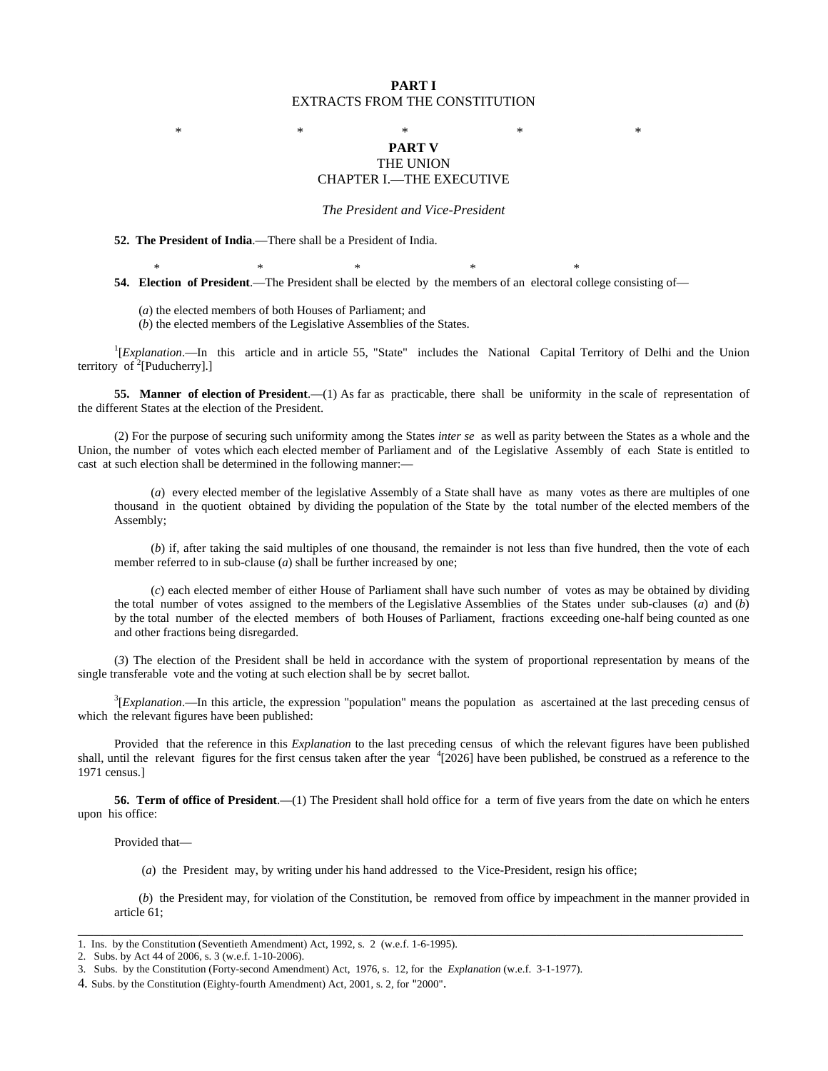# PART I
EXTRACTS FROM THE CONSTITUTION

\* \* \* \* \*

## PART V
THE UNION
CHAPTER I.—THE EXECUTIVE

*The President and Vice-President*

**52. The President of India**.—There shall be a President of India.

\* \* \* \* \*

**54. Election of President**.—The President shall be elected by the members of an electoral college consisting of—

(*a*) the elected members of both Houses of Parliament; and
(*b*) the elected members of the Legislative Assemblies of the States.

[1][*Explanation*.—In this article and in article 55, "State" includes the National Capital Territory of Delhi and the Union territory of [2][Puducherry].]

**55. Manner of election of President**.—(1) As far as practicable, there shall be uniformity in the scale of representation of the different States at the election of the President.

(2) For the purpose of securing such uniformity among the States *inter se* as well as parity between the States as a whole and the Union, the number of votes which each elected member of Parliament and of the Legislative Assembly of each State is entitled to cast at such election shall be determined in the following manner:—

(*a*) every elected member of the legislative Assembly of a State shall have as many votes as there are multiples of one thousand in the quotient obtained by dividing the population of the State by the total number of the elected members of the Assembly;

(*b*) if, after taking the said multiples of one thousand, the remainder is not less than five hundred, then the vote of each member referred to in sub-clause (*a*) shall be further increased by one;

(*c*) each elected member of either House of Parliament shall have such number of votes as may be obtained by dividing the total number of votes assigned to the members of the Legislative Assemblies of the States under sub-clauses (*a*) and (*b*) by the total number of the elected members of both Houses of Parliament, fractions exceeding one-half being counted as one and other fractions being disregarded.

(*3*) The election of the President shall be held in accordance with the system of proportional representation by means of the single transferable vote and the voting at such election shall be by secret ballot.

[3][*Explanation*.—In this article, the expression "population" means the population as ascertained at the last preceding census of which the relevant figures have been published:

Provided that the reference in this *Explanation* to the last preceding census of which the relevant figures have been published shall, until the relevant figures for the first census taken after the year [4][2026] have been published, be construed as a reference to the 1971 census.]

**56. Term of office of President**.—(1) The President shall hold office for a term of five years from the date on which he enters upon his office:

Provided that—

(*a*) the President may, by writing under his hand addressed to the Vice-President, resign his office;

(*b*) the President may, for violation of the Constitution, be removed from office by impeachment in the manner provided in article 61;

---

1. Ins. by the Constitution (Seventieth Amendment) Act, 1992, s. 2 (w.e.f. 1-6-1995).
2. Subs. by Act 44 of 2006, s. 3 (w.e.f. 1-10-2006).
3. Subs. by the Constitution (Forty-second Amendment) Act, 1976, s. 12, for the *Explanation* (w.e.f. 3-1-1977).
4. Subs. by the Constitution (Eighty-fourth Amendment) Act, 2001, s. 2, for "2000".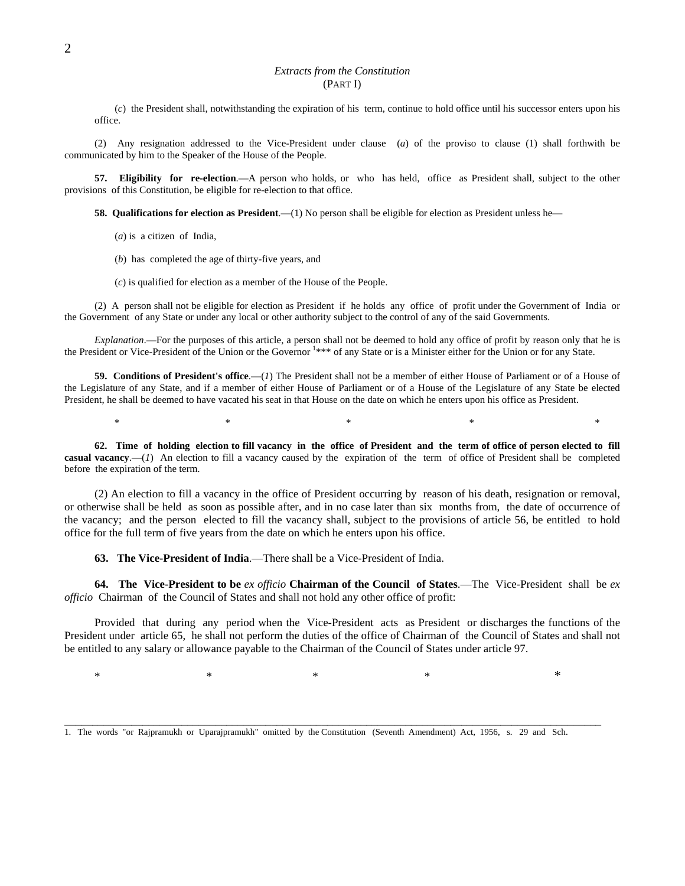*Extracts from the Constitution*
(PART I)

(*c*) the President shall, notwithstanding the expiration of his term, continue to hold office until his successor enters upon his office.

(2) Any resignation addressed to the Vice-President under clause (*a*) of the proviso to clause (1) shall forthwith be communicated by him to the Speaker of the House of the People.

**57. Eligibility for re-election**.—A person who holds, or who has held, office as President shall, subject to the other provisions of this Constitution, be eligible for re-election to that office.

**58. Qualifications for election as President**.—(1) No person shall be eligible for election as President unless he—

(*a*) is a citizen of India,

(*b*) has completed the age of thirty-five years, and

(*c*) is qualified for election as a member of the House of the People.

(2) A person shall not be eligible for election as President if he holds any office of profit under the Government of India or the Government of any State or under any local or other authority subject to the control of any of the said Governments.

*Explanation*.—For the purposes of this article, a person shall not be deemed to hold any office of profit by reason only that he is the President or Vice-President of the Union or the Governor [1]*** of any State or is a Minister either for the Union or for any State.

**59. Conditions of President's office**.—(*1*) The President shall not be a member of either House of Parliament or of a House of the Legislature of any State, and if a member of either House of Parliament or of a House of the Legislature of any State be elected President, he shall be deemed to have vacated his seat in that House on the date on which he enters upon his office as President.

\* \* \* \* \*

**62. Time of holding election to fill vacancy in the office of President and the term of office of person elected to fill casual vacancy**.—(*1*) An election to fill a vacancy caused by the expiration of the term of office of President shall be completed before the expiration of the term.

(2) An election to fill a vacancy in the office of President occurring by reason of his death, resignation or removal, or otherwise shall be held as soon as possible after, and in no case later than six months from, the date of occurrence of the vacancy; and the person elected to fill the vacancy shall, subject to the provisions of article 56, be entitled to hold office for the full term of five years from the date on which he enters upon his office.

**63. The Vice-President of India**.—There shall be a Vice-President of India.

**64. The Vice-President to be *ex officio* Chairman of the Council of States**.—The Vice-President shall be *ex officio* Chairman of the Council of States and shall not hold any other office of profit:

Provided that during any period when the Vice-President acts as President or discharges the functions of the President under article 65, he shall not perform the duties of the office of Chairman of the Council of States and shall not be entitled to any salary or allowance payable to the Chairman of the Council of States under article 97.

\* \* \* \* \*

---

1. The words "or Rajpramukh or Uparajpramukh" omitted by the Constitution (Seventh Amendment) Act, 1956, s. 29 and Sch.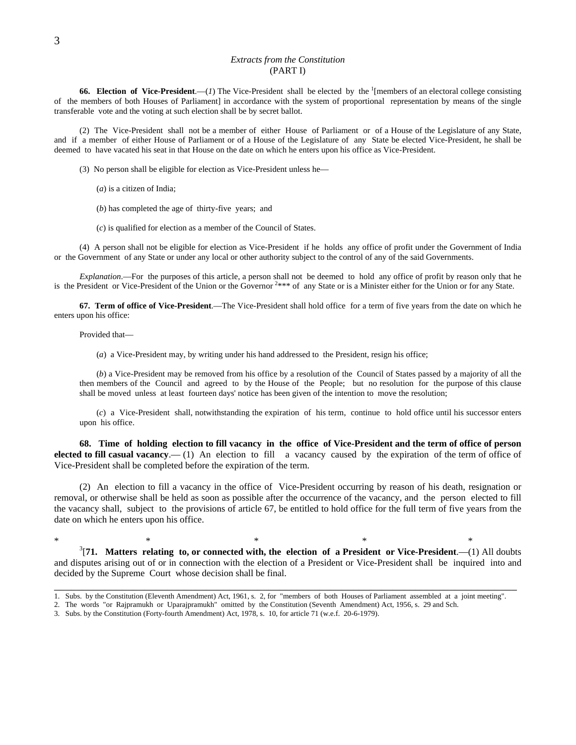*Extracts from the Constitution*
(PART I)

**66. Election of Vice-President**.—(*1*) The Vice-President shall be elected by the [1][members of an electoral college consisting of the members of both Houses of Parliament] in accordance with the system of proportional representation by means of the single transferable vote and the voting at such election shall be by secret ballot.

(2) The Vice-President shall not be a member of either House of Parliament or of a House of the Legislature of any State, and if a member of either House of Parliament or of a House of the Legislature of any State be elected Vice-President, he shall be deemed to have vacated his seat in that House on the date on which he enters upon his office as Vice-President.

(3) No person shall be eligible for election as Vice-President unless he—

(*a*) is a citizen of India;

(*b*) has completed the age of thirty-five years; and

(*c*) is qualified for election as a member of the Council of States.

(4) A person shall not be eligible for election as Vice-President if he holds any office of profit under the Government of India or the Government of any State or under any local or other authority subject to the control of any of the said Governments.

*Explanation*.—For the purposes of this article, a person shall not be deemed to hold any office of profit by reason only that he is the President or Vice-President of the Union or the Governor [2]*** of any State or is a Minister either for the Union or for any State.

**67. Term of office of Vice-President**.—The Vice-President shall hold office for a term of five years from the date on which he enters upon his office:

Provided that—

(*a*) a Vice-President may, by writing under his hand addressed to the President, resign his office;

(*b*) a Vice-President may be removed from his office by a resolution of the Council of States passed by a majority of all the then members of the Council and agreed to by the House of the People; but no resolution for the purpose of this clause shall be moved unless at least fourteen days' notice has been given of the intention to move the resolution;

(*c*) a Vice-President shall, notwithstanding the expiration of his term, continue to hold office until his successor enters upon his office.

**68. Time of holding election to fill vacancy in the office of Vice-President and the term of office of person elected to fill casual vacancy**.— (1) An election to fill a vacancy caused by the expiration of the term of office of Vice-President shall be completed before the expiration of the term.

(2) An election to fill a vacancy in the office of Vice-President occurring by reason of his death, resignation or removal, or otherwise shall be held as soon as possible after the occurrence of the vacancy, and the person elected to fill the vacancy shall, subject to the provisions of article 67, be entitled to hold office for the full term of five years from the date on which he enters upon his office.

\*          \*          \*          \*          \*

[3][**71. Matters relating to, or connected with, the election of a President or Vice-President**.—(1) All doubts and disputes arising out of or in connection with the election of a President or Vice-President shall be inquired into and decided by the Supreme Court whose decision shall be final.

---

1. Subs. by the Constitution (Eleventh Amendment) Act, 1961, s. 2, for "members of both Houses of Parliament assembled at a joint meeting".
2. The words "or Rajpramukh or Uparajpramukh" omitted by the Constitution (Seventh Amendment) Act, 1956, s. 29 and Sch.
3. Subs. by the Constitution (Forty-fourth Amendment) Act, 1978, s. 10, for article 71 (w.e.f. 20-6-1979).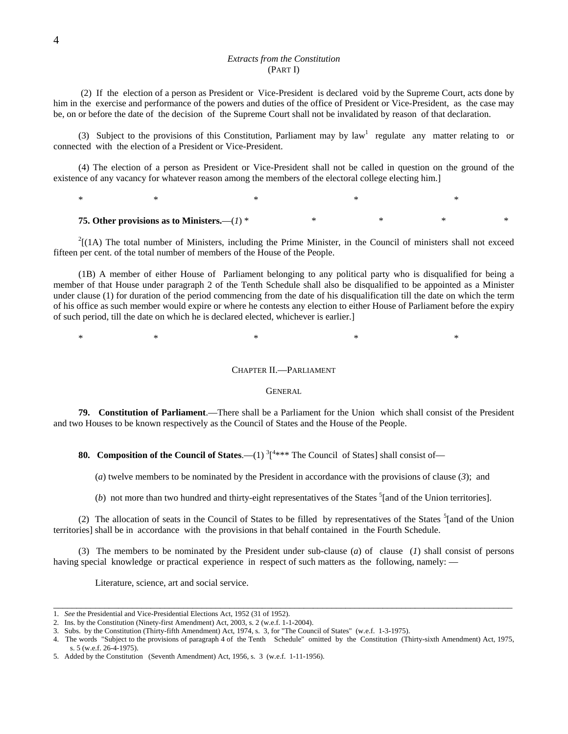*Extracts from the Constitution*
(PART I)

(2) If the election of a person as President or Vice-President is declared void by the Supreme Court, acts done by him in the exercise and performance of the powers and duties of the office of President or Vice-President, as the case may be, on or before the date of the decision of the Supreme Court shall not be invalidated by reason of that declaration.

(3) Subject to the provisions of this Constitution, Parliament may by law[1] regulate any matter relating to or connected with the election of a President or Vice-President.

(4) The election of a person as President or Vice-President shall not be called in question on the ground of the existence of any vacancy for whatever reason among the members of the electoral college electing him.]

\* \* \* \* \*

**75. Other provisions as to Ministers.**—(*1*) \* \* \* \* \*

[2][(1A) The total number of Ministers, including the Prime Minister, in the Council of ministers shall not exceed fifteen per cent. of the total number of members of the House of the People.

(1B) A member of either House of Parliament belonging to any political party who is disqualified for being a member of that House under paragraph 2 of the Tenth Schedule shall also be disqualified to be appointed as a Minister under clause (1) for duration of the period commencing from the date of his disqualification till the date on which the term of his office as such member would expire or where he contests any election to either House of Parliament before the expiry of such period, till the date on which he is declared elected, whichever is earlier.]

\* \* \* \* \*

## CHAPTER II.—PARLIAMENT

### GENERAL

**79. Constitution of Parliament**.—There shall be a Parliament for the Union which shall consist of the President and two Houses to be known respectively as the Council of States and the House of the People.

**80. Composition of the Council of States**.—(1) [3][[4]\*\*\* The Council of States] shall consist of—

(*a*) twelve members to be nominated by the President in accordance with the provisions of clause (*3*); and

(*b*) not more than two hundred and thirty-eight representatives of the States [5][and of the Union territories].

(2) The allocation of seats in the Council of States to be filled by representatives of the States [5][and of the Union territories] shall be in accordance with the provisions in that behalf contained in the Fourth Schedule.

(3) The members to be nominated by the President under sub-clause (*a*) of clause (*1*) shall consist of persons having special knowledge or practical experience in respect of such matters as the following, namely: —

Literature, science, art and social service.

---

1. *See* the Presidential and Vice-Presidential Elections Act, 1952 (31 of 1952).
2. Ins. by the Constitution (Ninety-first Amendment) Act, 2003, s. 2 (w.e.f. 1-1-2004).
3. Subs. by the Constitution (Thirty-fifth Amendment) Act, 1974, s. 3, for "The Council of States" (w.e.f. 1-3-1975).
4. The words "Subject to the provisions of paragraph 4 of the Tenth Schedule" omitted by the Constitution (Thirty-sixth Amendment) Act, 1975, s. 5 (w.e.f. 26-4-1975).
5. Added by the Constitution (Seventh Amendment) Act, 1956, s. 3 (w.e.f. 1-11-1956).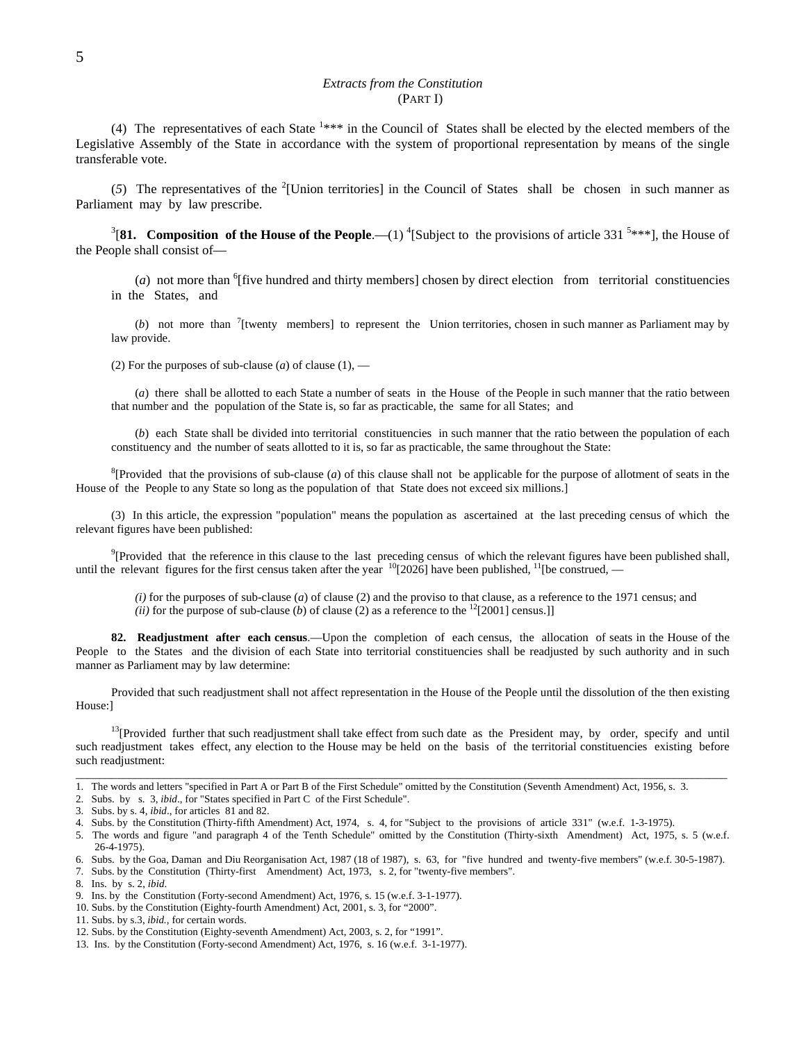*Extracts from the Constitution*
(PART I)

(4) The representatives of each State [1]*** in the Council of States shall be elected by the elected members of the Legislative Assembly of the State in accordance with the system of proportional representation by means of the single transferable vote.

(*5*) The representatives of the [2][Union territories] in the Council of States shall be chosen in such manner as Parliament may by law prescribe.

[3][**81. Composition of the House of the People**.—(1) [4][Subject to the provisions of article 331 [5]***], the House of the People shall consist of—

(*a*) not more than [6][five hundred and thirty members] chosen by direct election from territorial constituencies in the States, and

(*b*) not more than [7][twenty members] to represent the Union territories, chosen in such manner as Parliament may by law provide.

(2) For the purposes of sub-clause (*a*) of clause (1), —

(*a*) there shall be allotted to each State a number of seats in the House of the People in such manner that the ratio between that number and the population of the State is, so far as practicable, the same for all States; and

(*b*) each State shall be divided into territorial constituencies in such manner that the ratio between the population of each constituency and the number of seats allotted to it is, so far as practicable, the same throughout the State:

[8][Provided that the provisions of sub-clause (*a*) of this clause shall not be applicable for the purpose of allotment of seats in the House of the People to any State so long as the population of that State does not exceed six millions.]

(3) In this article, the expression "population" means the population as ascertained at the last preceding census of which the relevant figures have been published:

[9][Provided that the reference in this clause to the last preceding census of which the relevant figures have been published shall, until the relevant figures for the first census taken after the year [10][2026] have been published, [11][be construed, —

*(i)* for the purposes of sub-clause (*a*) of clause (2) and the proviso to that clause, as a reference to the 1971 census; and
*(ii)* for the purpose of sub-clause (*b*) of clause (2) as a reference to the [12][2001] census.]]

**82. Readjustment after each census**.—Upon the completion of each census, the allocation of seats in the House of the People to the States and the division of each State into territorial constituencies shall be readjusted by such authority and in such manner as Parliament may by law determine:

Provided that such readjustment shall not affect representation in the House of the People until the dissolution of the then existing House:]

[13][Provided further that such readjustment shall take effect from such date as the President may, by order, specify and until such readjustment takes effect, any election to the House may be held on the basis of the territorial constituencies existing before such readjustment:

---

1. The words and letters "specified in Part A or Part B of the First Schedule" omitted by the Constitution (Seventh Amendment) Act, 1956, s. 3.
2. Subs. by s. 3, *ibid*., for "States specified in Part C of the First Schedule".
3. Subs. by s. 4, *ibid*., for articles 81 and 82.
4. Subs. by the Constitution (Thirty-fifth Amendment) Act, 1974, s. 4, for "Subject to the provisions of article 331" (w.e.f. 1-3-1975).
5. The words and figure "and paragraph 4 of the Tenth Schedule" omitted by the Constitution (Thirty-sixth Amendment) Act, 1975, s. 5 (w.e.f. 26-4-1975).
6. Subs. by the Goa, Daman and Diu Reorganisation Act, 1987 (18 of 1987), s. 63, for "five hundred and twenty-five members" (w.e.f. 30-5-1987).
7. Subs. by the Constitution (Thirty-first Amendment) Act, 1973, s. 2, for "twenty-five members".
8. Ins. by s. 2, *ibid*.
9. Ins. by the Constitution (Forty-second Amendment) Act, 1976, s. 15 (w.e.f. 3-1-1977).
10. Subs. by the Constitution (Eighty-fourth Amendment) Act, 2001, s. 3, for "2000".
11. Subs. by s.3, *ibid.*, for certain words.
12. Subs. by the Constitution (Eighty-seventh Amendment) Act, 2003, s. 2, for "1991".
13. Ins. by the Constitution (Forty-second Amendment) Act, 1976, s. 16 (w.e.f. 3-1-1977).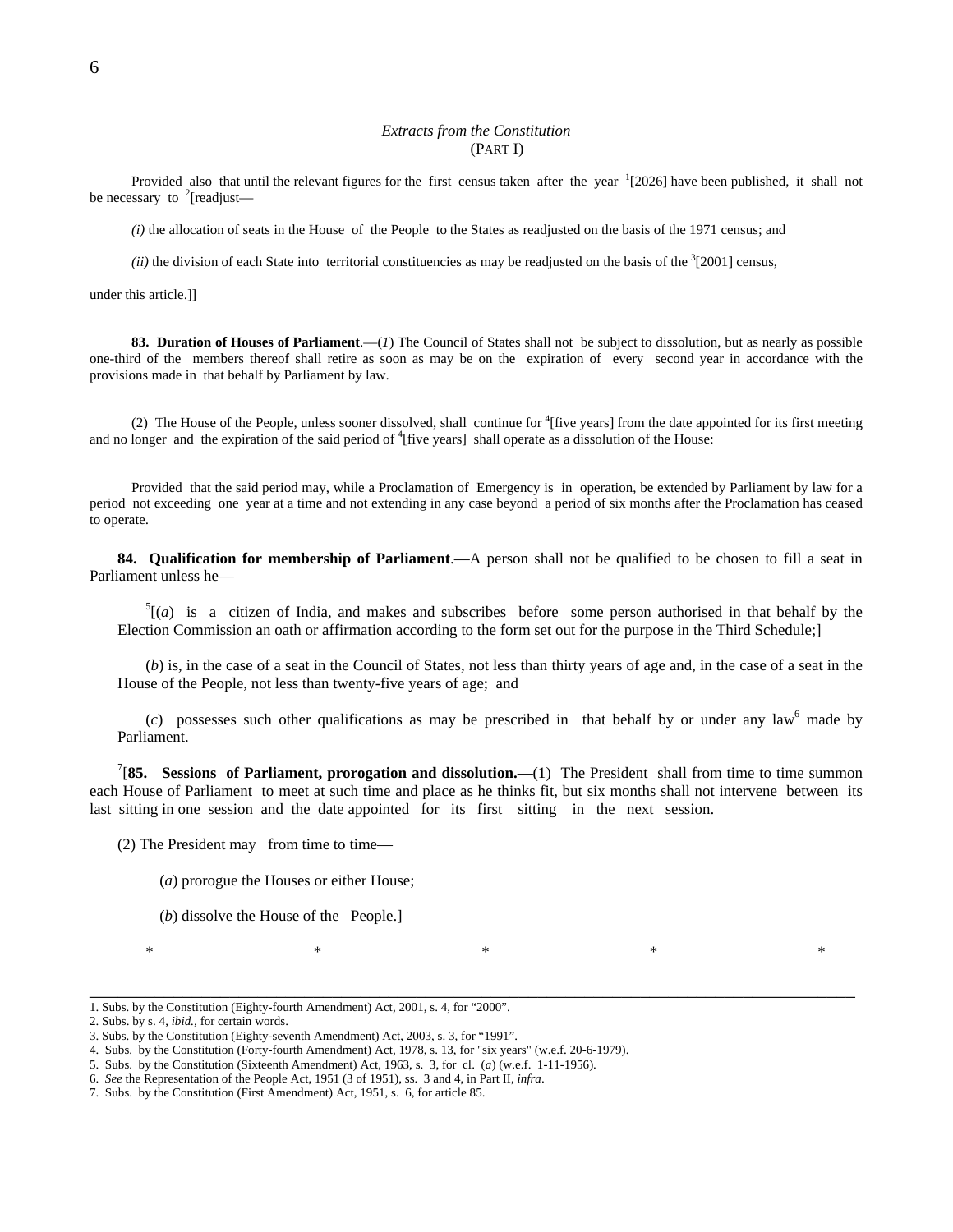*Extracts from the Constitution*
(PART I)

Provided also that until the relevant figures for the first census taken after the year [1][2026] have been published, it shall not be necessary to [2][readjust—

*(i)* the allocation of seats in the House of the People to the States as readjusted on the basis of the 1971 census; and

*(ii)* the division of each State into territorial constituencies as may be readjusted on the basis of the [3][2001] census,

under this article.]]

**83. Duration of Houses of Parliament**.—(*1*) The Council of States shall not be subject to dissolution, but as nearly as possible one-third of the members thereof shall retire as soon as may be on the expiration of every second year in accordance with the provisions made in that behalf by Parliament by law.

(2) The House of the People, unless sooner dissolved, shall continue for [4][five years] from the date appointed for its first meeting and no longer and the expiration of the said period of [4][five years] shall operate as a dissolution of the House:

Provided that the said period may, while a Proclamation of Emergency is in operation, be extended by Parliament by law for a period not exceeding one year at a time and not extending in any case beyond a period of six months after the Proclamation has ceased to operate.

**84. Qualification for membership of Parliament**.—A person shall not be qualified to be chosen to fill a seat in Parliament unless he—

[5][(*a*) is a citizen of India, and makes and subscribes before some person authorised in that behalf by the Election Commission an oath or affirmation according to the form set out for the purpose in the Third Schedule;]

(*b*) is, in the case of a seat in the Council of States, not less than thirty years of age and, in the case of a seat in the House of the People, not less than twenty-five years of age; and

(*c*) possesses such other qualifications as may be prescribed in that behalf by or under any law[6] made by Parliament.

[7][**85. Sessions of Parliament, prorogation and dissolution.**—(1) The President shall from time to time summon each House of Parliament to meet at such time and place as he thinks fit, but six months shall not intervene between its last sitting in one session and the date appointed for its first sitting in the next session.

(2) The President may from time to time—

(*a*) prorogue the Houses or either House;

(*b*) dissolve the House of the People.]

\*   \*   \*   \*   \*

---

1. Subs. by the Constitution (Eighty-fourth Amendment) Act, 2001, s. 4, for "2000".
2. Subs. by s. 4, *ibid.*, for certain words.
3. Subs. by the Constitution (Eighty-seventh Amendment) Act, 2003, s. 3, for "1991".
4. Subs. by the Constitution (Forty-fourth Amendment) Act, 1978, s. 13, for "six years" (w.e.f. 20-6-1979).
5. Subs. by the Constitution (Sixteenth Amendment) Act, 1963, s. 3, for cl. (*a*) (w.e.f. 1-11-1956).
6. *See* the Representation of the People Act, 1951 (3 of 1951), ss. 3 and 4, in Part II, *infra*.
7. Subs. by the Constitution (First Amendment) Act, 1951, s. 6, for article 85.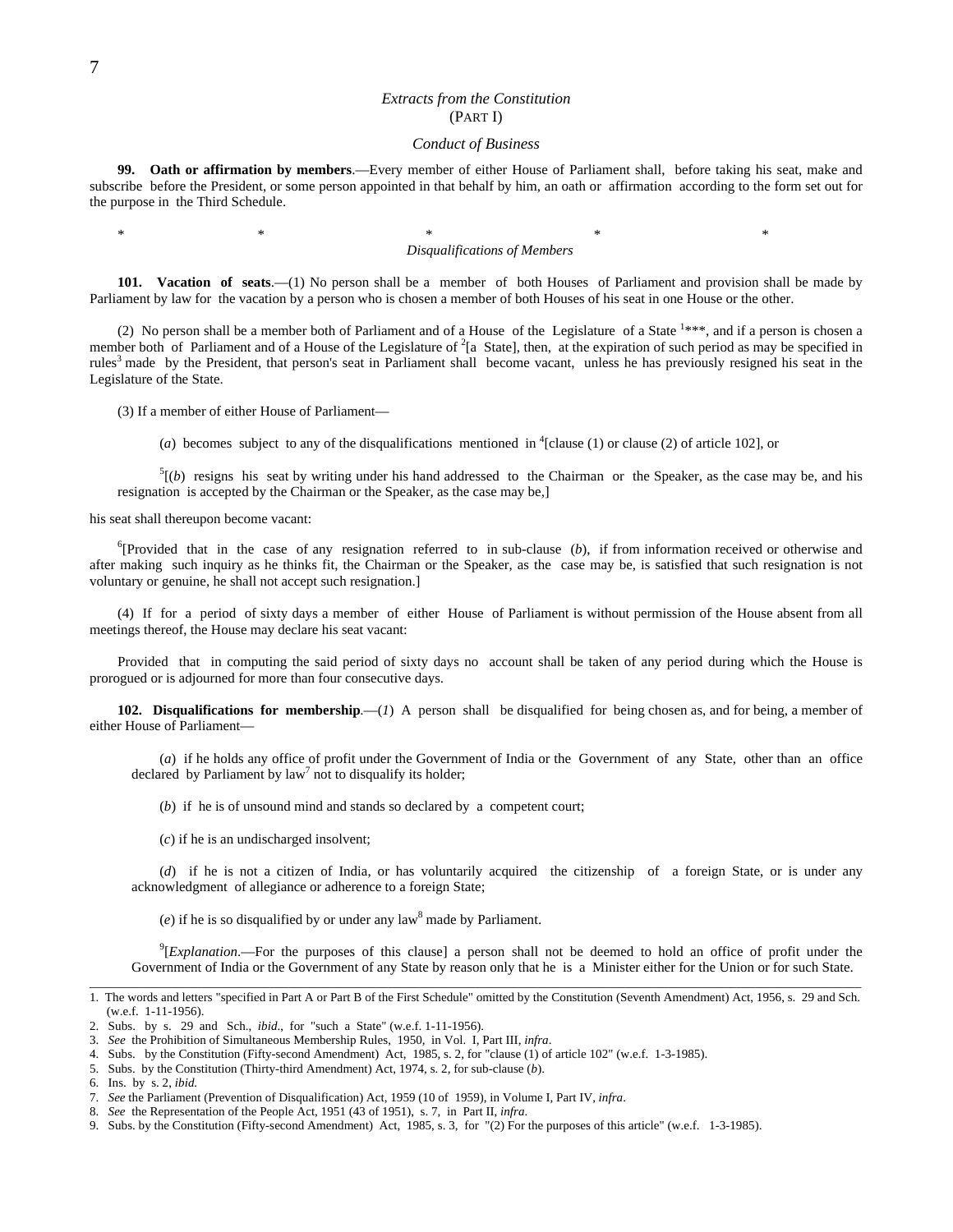*Extracts from the Constitution*
(PART I)

*Conduct of Business*

**99. Oath or affirmation by members**.—Every member of either House of Parliament shall, before taking his seat, make and subscribe before the President, or some person appointed in that behalf by him, an oath or affirmation according to the form set out for the purpose in the Third Schedule.

\*  \*  \*  \*  \*

*Disqualifications of Members*

**101. Vacation of seats**.—(1) No person shall be a member of both Houses of Parliament and provision shall be made by Parliament by law for the vacation by a person who is chosen a member of both Houses of his seat in one House or the other.

(2) No person shall be a member both of Parliament and of a House of the Legislature of a State [1]\*\*\*, and if a person is chosen a member both of Parliament and of a House of the Legislature of [2][a State], then, at the expiration of such period as may be specified in rules[3] made by the President, that person's seat in Parliament shall become vacant, unless he has previously resigned his seat in the Legislature of the State.

(3) If a member of either House of Parliament—

(*a*) becomes subject to any of the disqualifications mentioned in [4][clause (1) or clause (2) of article 102], or

[5][(*b*) resigns his seat by writing under his hand addressed to the Chairman or the Speaker, as the case may be, and his resignation is accepted by the Chairman or the Speaker, as the case may be,]

his seat shall thereupon become vacant:

[6][Provided that in the case of any resignation referred to in sub-clause (*b*), if from information received or otherwise and after making such inquiry as he thinks fit, the Chairman or the Speaker, as the case may be, is satisfied that such resignation is not voluntary or genuine, he shall not accept such resignation.]

(4) If for a period of sixty days a member of either House of Parliament is without permission of the House absent from all meetings thereof, the House may declare his seat vacant:

Provided that in computing the said period of sixty days no account shall be taken of any period during which the House is prorogued or is adjourned for more than four consecutive days.

**102. Disqualifications for membership**.—(*1*) A person shall be disqualified for being chosen as, and for being, a member of either House of Parliament—

(*a*) if he holds any office of profit under the Government of India or the Government of any State, other than an office declared by Parliament by law[7] not to disqualify its holder;

(*b*) if he is of unsound mind and stands so declared by a competent court;

(*c*) if he is an undischarged insolvent;

(*d*) if he is not a citizen of India, or has voluntarily acquired the citizenship of a foreign State, or is under any acknowledgment of allegiance or adherence to a foreign State;

(*e*) if he is so disqualified by or under any law[8] made by Parliament.

[9][*Explanation*.—For the purposes of this clause] a person shall not be deemed to hold an office of profit under the Government of India or the Government of any State by reason only that he is a Minister either for the Union or for such State.

---

1. The words and letters "specified in Part A or Part B of the First Schedule" omitted by the Constitution (Seventh Amendment) Act, 1956, s. 29 and Sch. (w.e.f. 1-11-1956).
2. Subs. by s. 29 and Sch., *ibid*., for "such a State" (w.e.f. 1-11-1956).
3. *See* the Prohibition of Simultaneous Membership Rules, 1950, in Vol. I, Part III, *infra*.
4. Subs. by the Constitution (Fifty-second Amendment) Act, 1985, s. 2, for "clause (1) of article 102" (w.e.f. 1-3-1985).
5. Subs. by the Constitution (Thirty-third Amendment) Act, 1974, s. 2, for sub-clause (*b*).
6. Ins. by s. 2, *ibid.*
7. *See* the Parliament (Prevention of Disqualification) Act, 1959 (10 of 1959), in Volume I, Part IV, *infra*.
8. *See* the Representation of the People Act, 1951 (43 of 1951), s. 7, in Part II, *infra*.
9. Subs. by the Constitution (Fifty-second Amendment) Act, 1985, s. 3, for "(2) For the purposes of this article" (w.e.f. 1-3-1985).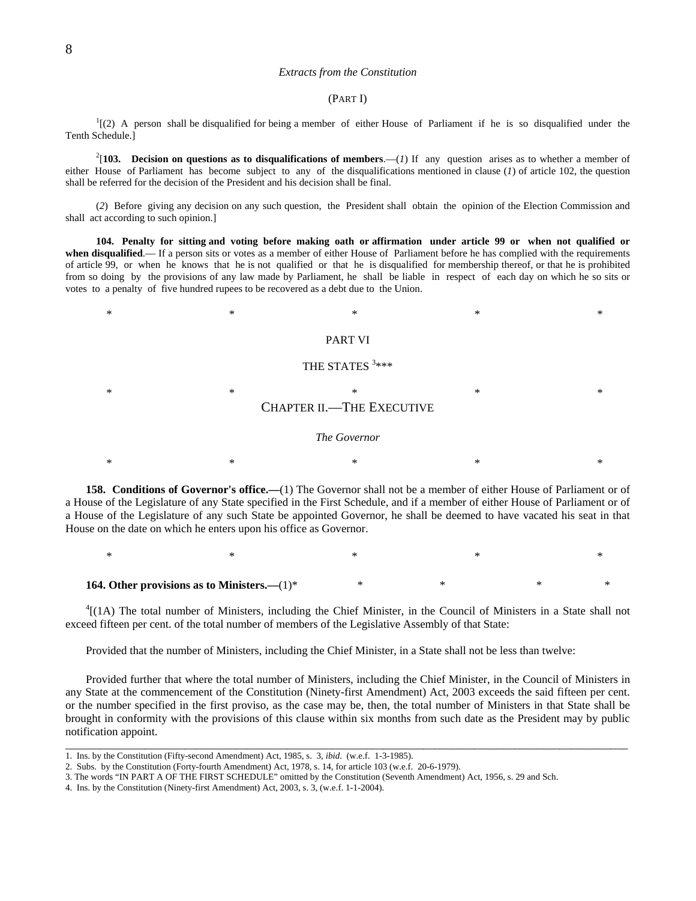*Extracts from the Constitution*

(PART I)

[1][(2) A person shall be disqualified for being a member of either House of Parliament if he is so disqualified under the Tenth Schedule.]

[2][**103. Decision on questions as to disqualifications of members**.—(*1*) If any question arises as to whether a member of either House of Parliament has become subject to any of the disqualifications mentioned in clause (*1*) of article 102, the question shall be referred for the decision of the President and his decision shall be final.

(*2*) Before giving any decision on any such question, the President shall obtain the opinion of the Election Commission and shall act according to such opinion.]

**104. Penalty for sitting and voting before making oath or affirmation under article 99 or when not qualified or when disqualified**.— If a person sits or votes as a member of either House of Parliament before he has complied with the requirements of article 99, or when he knows that he is not qualified or that he is disqualified for membership thereof, or that he is prohibited from so doing by the provisions of any law made by Parliament, he shall be liable in respect of each day on which he so sits or votes to a penalty of five hundred rupees to be recovered as a debt due to the Union.

\* \* \* \* \*

## PART VI

## THE STATES [3]\*\*\*

\* \* \* \* \*

### CHAPTER II.—THE EXECUTIVE

*The Governor*

\* \* \* \* \*

**158. Conditions of Governor's office.—**(1) The Governor shall not be a member of either House of Parliament or of a House of the Legislature of any State specified in the First Schedule, and if a member of either House of Parliament or of a House of the Legislature of any such State be appointed Governor, he shall be deemed to have vacated his seat in that House on the date on which he enters upon his office as Governor.

\* \* \* \* \*

**164. Other provisions as to Ministers.—**(1)\* \* \* \* \*

[4][(1A) The total number of Ministers, including the Chief Minister, in the Council of Ministers in a State shall not exceed fifteen per cent. of the total number of members of the Legislative Assembly of that State:

Provided that the number of Ministers, including the Chief Minister, in a State shall not be less than twelve:

Provided further that where the total number of Ministers, including the Chief Minister, in the Council of Ministers in any State at the commencement of the Constitution (Ninety-first Amendment) Act, 2003 exceeds the said fifteen per cent. or the number specified in the first proviso, as the case may be, then, the total number of Ministers in that State shall be brought in conformity with the provisions of this clause within six months from such date as the President may by public notification appoint.

---

1. Ins. by the Constitution (Fifty-second Amendment) Act, 1985, s. 3, *ibid*. (w.e.f. 1-3-1985).
2. Subs. by the Constitution (Forty-fourth Amendment) Act, 1978, s. 14, for article 103 (w.e.f. 20-6-1979).
3. The words "IN PART A OF THE FIRST SCHEDULE" omitted by the Constitution (Seventh Amendment) Act, 1956, s. 29 and Sch.
4. Ins. by the Constitution (Ninety-first Amendment) Act, 2003, s. 3, (w.e.f. 1-1-2004).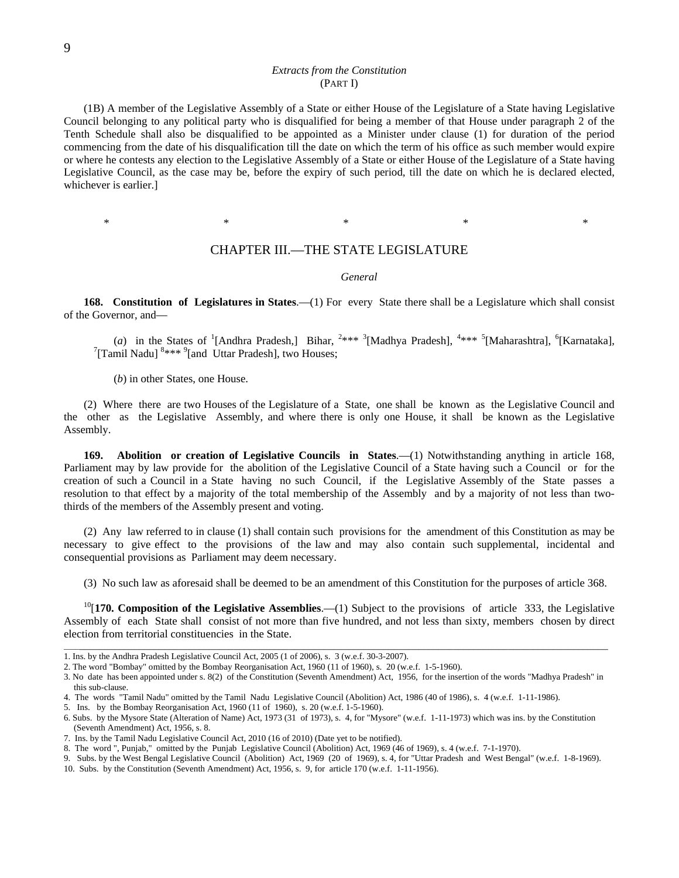*Extracts from the Constitution*
(PART I)

(1B) A member of the Legislative Assembly of a State or either House of the Legislature of a State having Legislative Council belonging to any political party who is disqualified for being a member of that House under paragraph 2 of the Tenth Schedule shall also be disqualified to be appointed as a Minister under clause (1) for duration of the period commencing from the date of his disqualification till the date on which the term of his office as such member would expire or where he contests any election to the Legislative Assembly of a State or either House of the Legislature of a State having Legislative Council, as the case may be, before the expiry of such period, till the date on which he is declared elected, whichever is earlier.]

\* \* \* \* \*

## CHAPTER III.—THE STATE LEGISLATURE

*General*

**168. Constitution of Legislatures in States**.—(1) For every State there shall be a Legislature which shall consist of the Governor, and—

(*a*) in the States of [1][Andhra Pradesh,] Bihar, [2]*** [3][Madhya Pradesh], [4]*** [5][Maharashtra], [6][Karnataka], [7][Tamil Nadu] [8]*** [9][and Uttar Pradesh], two Houses;

(*b*) in other States, one House.

(2) Where there are two Houses of the Legislature of a State, one shall be known as the Legislative Council and the other as the Legislative Assembly, and where there is only one House, it shall be known as the Legislative Assembly.

**169. Abolition or creation of Legislative Councils in States**.—(1) Notwithstanding anything in article 168, Parliament may by law provide for the abolition of the Legislative Council of a State having such a Council or for the creation of such a Council in a State having no such Council, if the Legislative Assembly of the State passes a resolution to that effect by a majority of the total membership of the Assembly and by a majority of not less than two-thirds of the members of the Assembly present and voting.

(2) Any law referred to in clause (1) shall contain such provisions for the amendment of this Constitution as may be necessary to give effect to the provisions of the law and may also contain such supplemental, incidental and consequential provisions as Parliament may deem necessary.

(3) No such law as aforesaid shall be deemed to be an amendment of this Constitution for the purposes of article 368.

[10][**170. Composition of the Legislative Assemblies**.—(1) Subject to the provisions of article 333, the Legislative Assembly of each State shall consist of not more than five hundred, and not less than sixty, members chosen by direct election from territorial constituencies in the State.

---

1. Ins. by the Andhra Pradesh Legislative Council Act, 2005 (1 of 2006), s. 3 (w.e.f. 30-3-2007).
2. The word "Bombay" omitted by the Bombay Reorganisation Act, 1960 (11 of 1960), s. 20 (w.e.f. 1-5-1960).
3. No date has been appointed under s. 8(2) of the Constitution (Seventh Amendment) Act, 1956, for the insertion of the words "Madhya Pradesh" in this sub-clause.
4. The words "Tamil Nadu" omitted by the Tamil Nadu Legislative Council (Abolition) Act, 1986 (40 of 1986), s. 4 (w.e.f. 1-11-1986).
5. Ins. by the Bombay Reorganisation Act, 1960 (11 of 1960), s. 20 (w.e.f. 1-5-1960).
6. Subs. by the Mysore State (Alteration of Name) Act, 1973 (31 of 1973), s. 4, for "Mysore" (w.e.f. 1-11-1973) which was ins. by the Constitution (Seventh Amendment) Act, 1956, s. 8.
7. Ins. by the Tamil Nadu Legislative Council Act, 2010 (16 of 2010) (Date yet to be notified).
8. The word ", Punjab," omitted by the Punjab Legislative Council (Abolition) Act, 1969 (46 of 1969), s. 4 (w.e.f. 7-1-1970).
9. Subs. by the West Bengal Legislative Council (Abolition) Act, 1969 (20 of 1969), s. 4, for "Uttar Pradesh and West Bengal" (w.e.f. 1-8-1969).
10. Subs. by the Constitution (Seventh Amendment) Act, 1956, s. 9, for article 170 (w.e.f. 1-11-1956).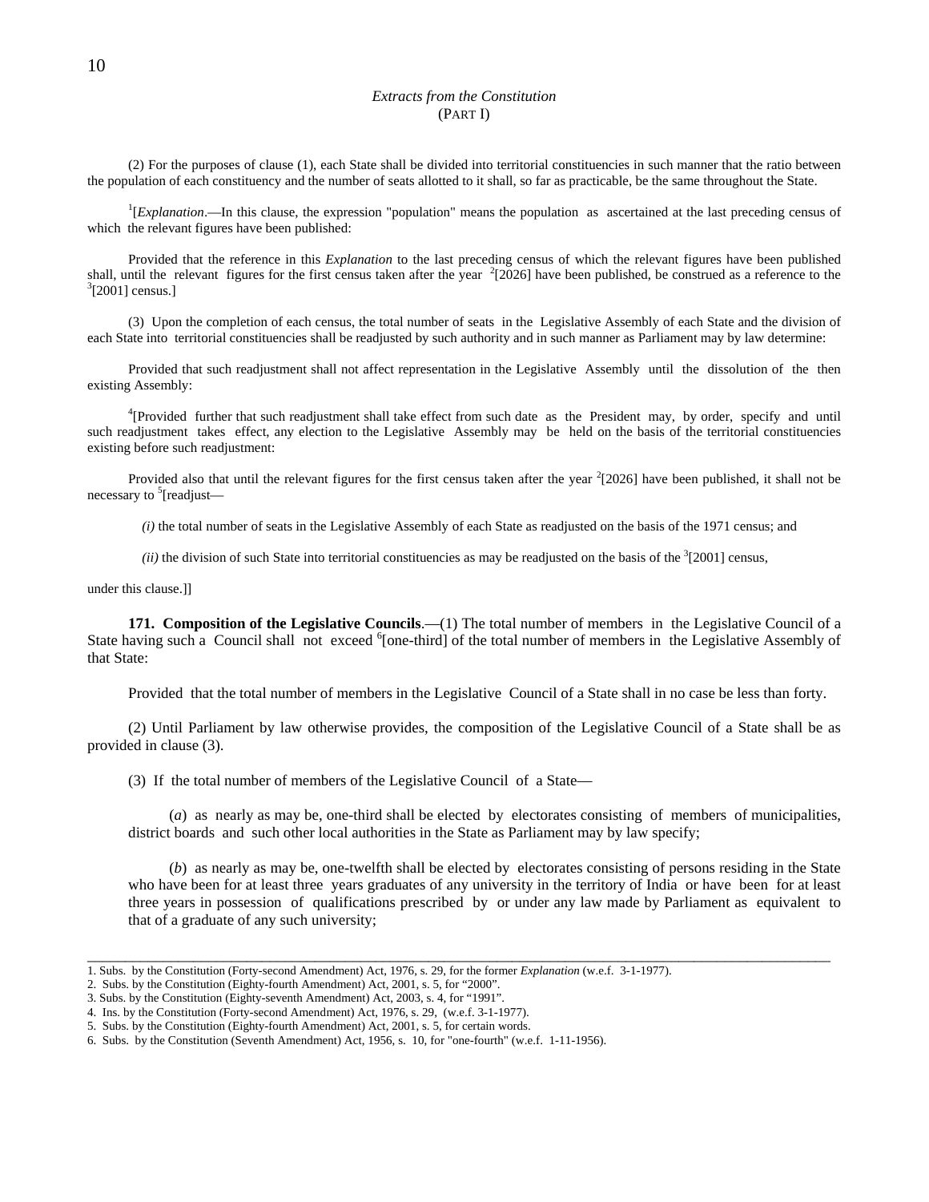*Extracts from the Constitution*
(PART I)

(2) For the purposes of clause (1), each State shall be divided into territorial constituencies in such manner that the ratio between the population of each constituency and the number of seats allotted to it shall, so far as practicable, be the same throughout the State.

[1][*Explanation*.—In this clause, the expression "population" means the population as ascertained at the last preceding census of which the relevant figures have been published:

Provided that the reference in this *Explanation* to the last preceding census of which the relevant figures have been published shall, until the relevant figures for the first census taken after the year [2][2026] have been published, be construed as a reference to the [3][2001] census.]

(3) Upon the completion of each census, the total number of seats in the Legislative Assembly of each State and the division of each State into territorial constituencies shall be readjusted by such authority and in such manner as Parliament may by law determine:

Provided that such readjustment shall not affect representation in the Legislative Assembly until the dissolution of the then existing Assembly:

[4][Provided further that such readjustment shall take effect from such date as the President may, by order, specify and until such readjustment takes effect, any election to the Legislative Assembly may be held on the basis of the territorial constituencies existing before such readjustment:

Provided also that until the relevant figures for the first census taken after the year [2][2026] have been published, it shall not be necessary to [5][readjust—

*(i)* the total number of seats in the Legislative Assembly of each State as readjusted on the basis of the 1971 census; and

*(ii)* the division of such State into territorial constituencies as may be readjusted on the basis of the [3][2001] census,

under this clause.]]

**171. Composition of the Legislative Councils**.—(1) The total number of members in the Legislative Council of a State having such a Council shall not exceed [6][one-third] of the total number of members in the Legislative Assembly of that State:

Provided that the total number of members in the Legislative Council of a State shall in no case be less than forty.

(2) Until Parliament by law otherwise provides, the composition of the Legislative Council of a State shall be as provided in clause (3).

(3) If the total number of members of the Legislative Council of a State—

(*a*) as nearly as may be, one-third shall be elected by electorates consisting of members of municipalities, district boards and such other local authorities in the State as Parliament may by law specify;

(*b*) as nearly as may be, one-twelfth shall be elected by electorates consisting of persons residing in the State who have been for at least three years graduates of any university in the territory of India or have been for at least three years in possession of qualifications prescribed by or under any law made by Parliament as equivalent to that of a graduate of any such university;

---

1. Subs. by the Constitution (Forty-second Amendment) Act, 1976, s. 29, for the former *Explanation* (w.e.f. 3-1-1977).
2. Subs. by the Constitution (Eighty-fourth Amendment) Act, 2001, s. 5, for "2000".
3. Subs. by the Constitution (Eighty-seventh Amendment) Act, 2003, s. 4, for "1991".
4. Ins. by the Constitution (Forty-second Amendment) Act, 1976, s. 29, (w.e.f. 3-1-1977).
5. Subs. by the Constitution (Eighty-fourth Amendment) Act, 2001, s. 5, for certain words.
6. Subs. by the Constitution (Seventh Amendment) Act, 1956, s. 10, for "one-fourth" (w.e.f. 1-11-1956).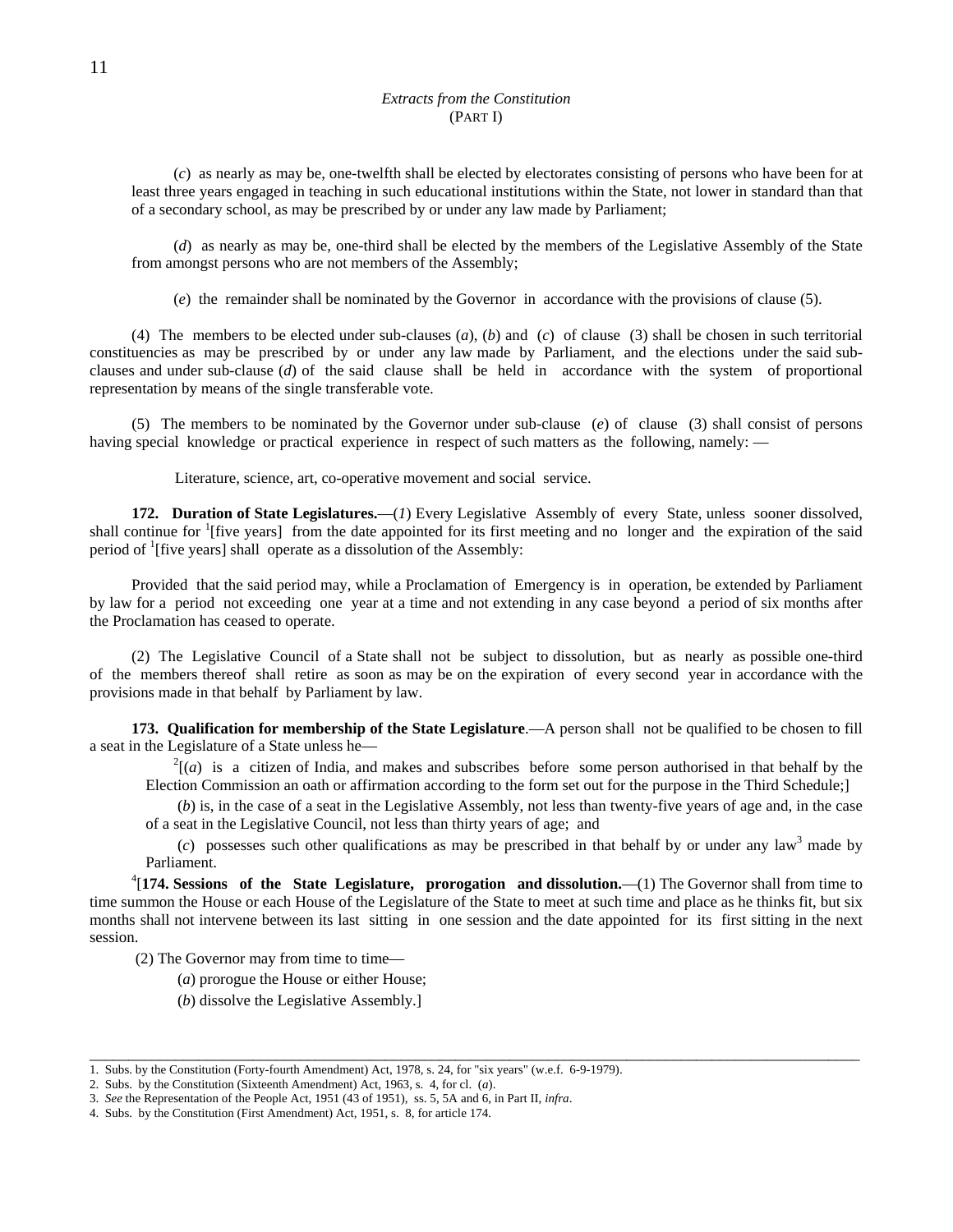(*c*) as nearly as may be, one-twelfth shall be elected by electorates consisting of persons who have been for at least three years engaged in teaching in such educational institutions within the State, not lower in standard than that of a secondary school, as may be prescribed by or under any law made by Parliament;

(*d*) as nearly as may be, one-third shall be elected by the members of the Legislative Assembly of the State from amongst persons who are not members of the Assembly;

(*e*) the remainder shall be nominated by the Governor in accordance with the provisions of clause (5).

(4) The members to be elected under sub-clauses (*a*), (*b*) and (*c*) of clause (3) shall be chosen in such territorial constituencies as may be prescribed by or under any law made by Parliament, and the elections under the said sub-clauses and under sub-clause (*d*) of the said clause shall be held in accordance with the system of proportional representation by means of the single transferable vote.

(5) The members to be nominated by the Governor under sub-clause (*e*) of clause (3) shall consist of persons having special knowledge or practical experience in respect of such matters as the following, namely: —

Literature, science, art, co-operative movement and social service.

**172. Duration of State Legislatures.**—(*1*) Every Legislative Assembly of every State, unless sooner dissolved, shall continue for [1][five years] from the date appointed for its first meeting and no longer and the expiration of the said period of [1][five years] shall operate as a dissolution of the Assembly:

Provided that the said period may, while a Proclamation of Emergency is in operation, be extended by Parliament by law for a period not exceeding one year at a time and not extending in any case beyond a period of six months after the Proclamation has ceased to operate.

(2) The Legislative Council of a State shall not be subject to dissolution, but as nearly as possible one-third of the members thereof shall retire as soon as may be on the expiration of every second year in accordance with the provisions made in that behalf by Parliament by law.

**173. Qualification for membership of the State Legislature**.—A person shall not be qualified to be chosen to fill a seat in the Legislature of a State unless he—

[2][(*a*) is a citizen of India, and makes and subscribes before some person authorised in that behalf by the Election Commission an oath or affirmation according to the form set out for the purpose in the Third Schedule;]

(*b*) is, in the case of a seat in the Legislative Assembly, not less than twenty-five years of age and, in the case of a seat in the Legislative Council, not less than thirty years of age; and

(*c*) possesses such other qualifications as may be prescribed in that behalf by or under any law[3] made by Parliament.

[4][**174. Sessions of the State Legislature, prorogation and dissolution.**—(1) The Governor shall from time to time summon the House or each House of the Legislature of the State to meet at such time and place as he thinks fit, but six months shall not intervene between its last sitting in one session and the date appointed for its first sitting in the next session.

(2) The Governor may from time to time—

(*a*) prorogue the House or either House;

(*b*) dissolve the Legislative Assembly.]

---

1. Subs. by the Constitution (Forty-fourth Amendment) Act, 1978, s. 24, for "six years" (w.e.f. 6-9-1979).
2. Subs. by the Constitution (Sixteenth Amendment) Act, 1963, s. 4, for cl. (*a*).
3. *See* the Representation of the People Act, 1951 (43 of 1951), ss. 5, 5A and 6, in Part II, *infra*.
4. Subs. by the Constitution (First Amendment) Act, 1951, s. 8, for article 174.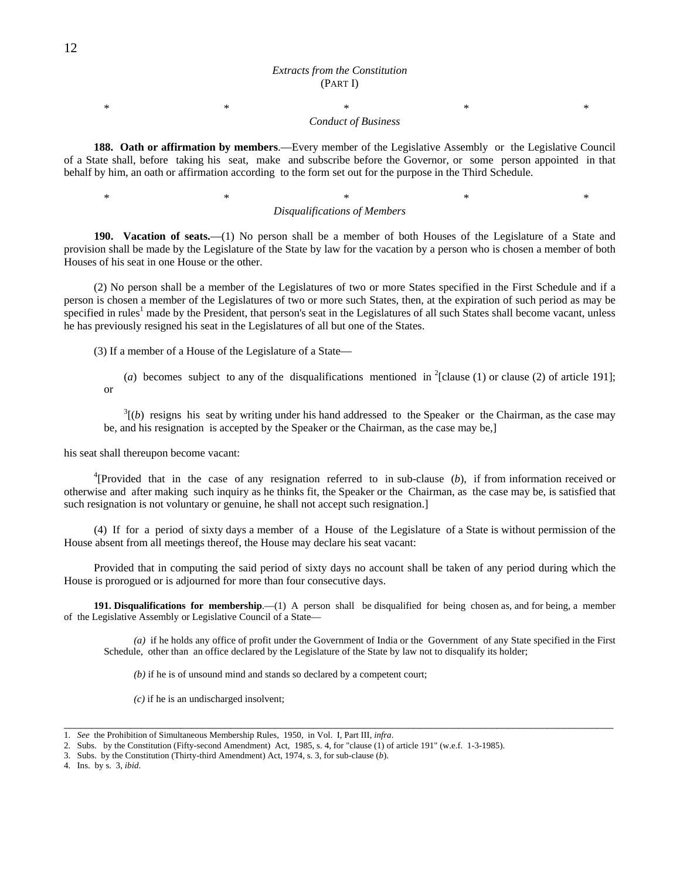*Extracts from the Constitution*
(PART I)

\*　　　\*　　　\*　　　\*　　　\*

*Conduct of Business*

**188. Oath or affirmation by members**.—Every member of the Legislative Assembly or the Legislative Council of a State shall, before taking his seat, make and subscribe before the Governor, or some person appointed in that behalf by him, an oath or affirmation according to the form set out for the purpose in the Third Schedule.

\*　　　\*　　　\*　　　\*　　　\*

*Disqualifications of Members*

**190. Vacation of seats.**—(1) No person shall be a member of both Houses of the Legislature of a State and provision shall be made by the Legislature of the State by law for the vacation by a person who is chosen a member of both Houses of his seat in one House or the other.

(2) No person shall be a member of the Legislatures of two or more States specified in the First Schedule and if a person is chosen a member of the Legislatures of two or more such States, then, at the expiration of such period as may be specified in rules[1] made by the President, that person's seat in the Legislatures of all such States shall become vacant, unless he has previously resigned his seat in the Legislatures of all but one of the States.

(3) If a member of a House of the Legislature of a State—

(*a*) becomes subject to any of the disqualifications mentioned in [2][clause (1) or clause (2) of article 191]; or

[3][(*b*) resigns his seat by writing under his hand addressed to the Speaker or the Chairman, as the case may be, and his resignation is accepted by the Speaker or the Chairman, as the case may be,]

his seat shall thereupon become vacant:

[4][Provided that in the case of any resignation referred to in sub-clause (*b*), if from information received or otherwise and after making such inquiry as he thinks fit, the Speaker or the Chairman, as the case may be, is satisfied that such resignation is not voluntary or genuine, he shall not accept such resignation.]

(4) If for a period of sixty days a member of a House of the Legislature of a State is without permission of the House absent from all meetings thereof, the House may declare his seat vacant:

Provided that in computing the said period of sixty days no account shall be taken of any period during which the House is prorogued or is adjourned for more than four consecutive days.

**191. Disqualifications for membership**.—(1) A person shall be disqualified for being chosen as, and for being, a member of the Legislative Assembly or Legislative Council of a State—

*(a)* if he holds any office of profit under the Government of India or the Government of any State specified in the First Schedule, other than an office declared by the Legislature of the State by law not to disqualify its holder;

*(b)* if he is of unsound mind and stands so declared by a competent court;

*(c)* if he is an undischarged insolvent;

---

1. *See* the Prohibition of Simultaneous Membership Rules, 1950, in Vol. I, Part III, *infra*.
2. Subs. by the Constitution (Fifty-second Amendment) Act, 1985, s. 4, for "clause (1) of article 191" (w.e.f. 1-3-1985).
3. Subs. by the Constitution (Thirty-third Amendment) Act, 1974, s. 3, for sub-clause (*b*).
4. Ins. by s. 3, *ibid*.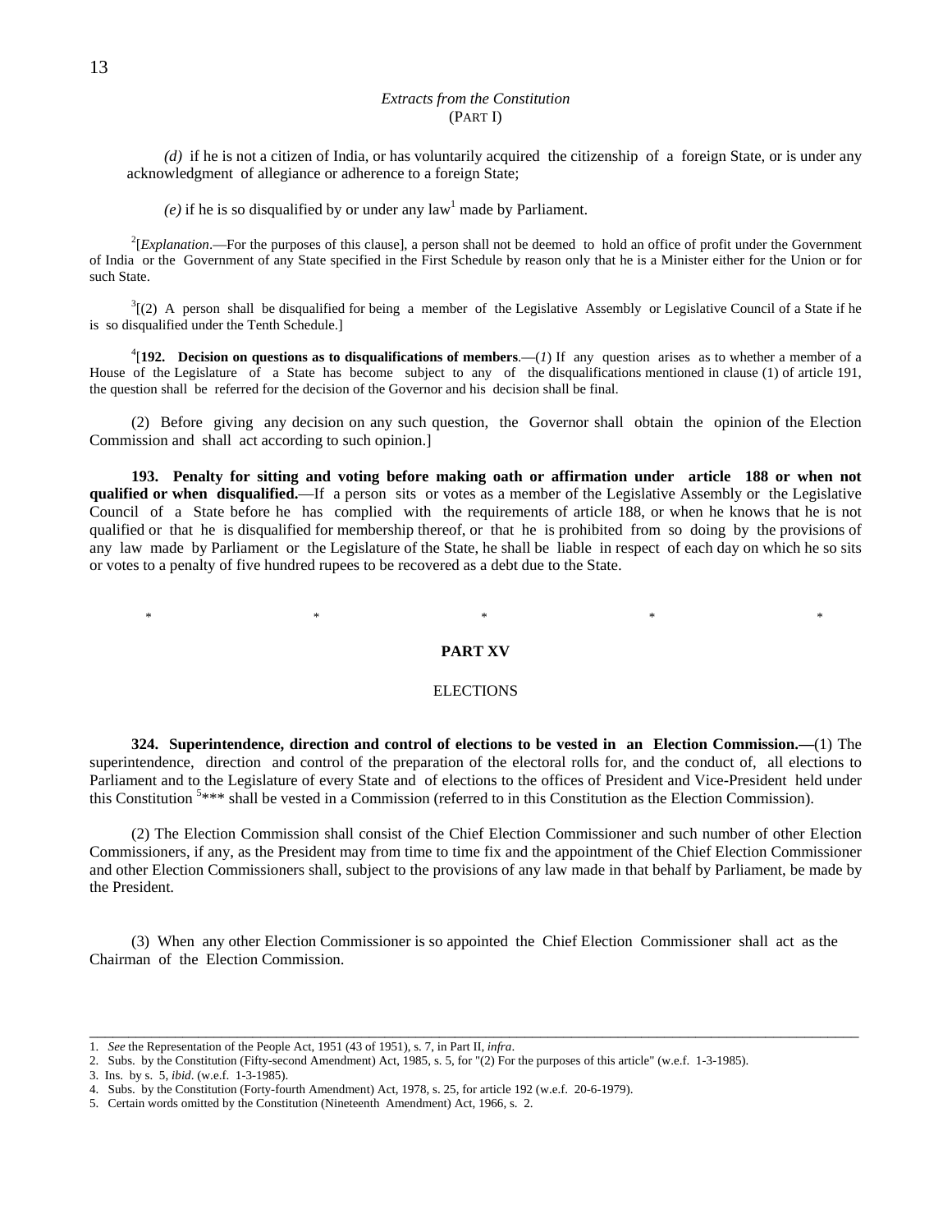*Extracts from the Constitution*
(PART I)

*(d)* if he is not a citizen of India, or has voluntarily acquired the citizenship of a foreign State, or is under any acknowledgment of allegiance or adherence to a foreign State;

*(e)* if he is so disqualified by or under any law[1] made by Parliament.

[2][*Explanation*.—For the purposes of this clause], a person shall not be deemed to hold an office of profit under the Government of India or the Government of any State specified in the First Schedule by reason only that he is a Minister either for the Union or for such State.

[3][(2) A person shall be disqualified for being a member of the Legislative Assembly or Legislative Council of a State if he is so disqualified under the Tenth Schedule.]

[4][**192. Decision on questions as to disqualifications of members**.—(*1*) If any question arises as to whether a member of a House of the Legislature of a State has become subject to any of the disqualifications mentioned in clause (1) of article 191, the question shall be referred for the decision of the Governor and his decision shall be final.

(2) Before giving any decision on any such question, the Governor shall obtain the opinion of the Election Commission and shall act according to such opinion.]

**193. Penalty for sitting and voting before making oath or affirmation under article 188 or when not qualified or when disqualified.**—If a person sits or votes as a member of the Legislative Assembly or the Legislative Council of a State before he has complied with the requirements of article 188, or when he knows that he is not qualified or that he is disqualified for membership thereof, or that he is prohibited from so doing by the provisions of any law made by Parliament or the Legislature of the State, he shall be liable in respect of each day on which he so sits or votes to a penalty of five hundred rupees to be recovered as a debt due to the State.

\* \* \* \* \*

## PART XV

### ELECTIONS

**324. Superintendence, direction and control of elections to be vested in an Election Commission.—**(1) The superintendence, direction and control of the preparation of the electoral rolls for, and the conduct of, all elections to Parliament and to the Legislature of every State and of elections to the offices of President and Vice-President held under this Constitution [5]*** shall be vested in a Commission (referred to in this Constitution as the Election Commission).

(2) The Election Commission shall consist of the Chief Election Commissioner and such number of other Election Commissioners, if any, as the President may from time to time fix and the appointment of the Chief Election Commissioner and other Election Commissioners shall, subject to the provisions of any law made in that behalf by Parliament, be made by the President.

(3) When any other Election Commissioner is so appointed the Chief Election Commissioner shall act as the Chairman of the Election Commission.

---

1. *See* the Representation of the People Act, 1951 (43 of 1951), s. 7, in Part II, *infra*.
2. Subs. by the Constitution (Fifty-second Amendment) Act, 1985, s. 5, for "(2) For the purposes of this article" (w.e.f. 1-3-1985).
3. Ins. by s. 5, *ibid*. (w.e.f. 1-3-1985).
4. Subs. by the Constitution (Forty-fourth Amendment) Act, 1978, s. 25, for article 192 (w.e.f. 20-6-1979).
5. Certain words omitted by the Constitution (Nineteenth Amendment) Act, 1966, s. 2.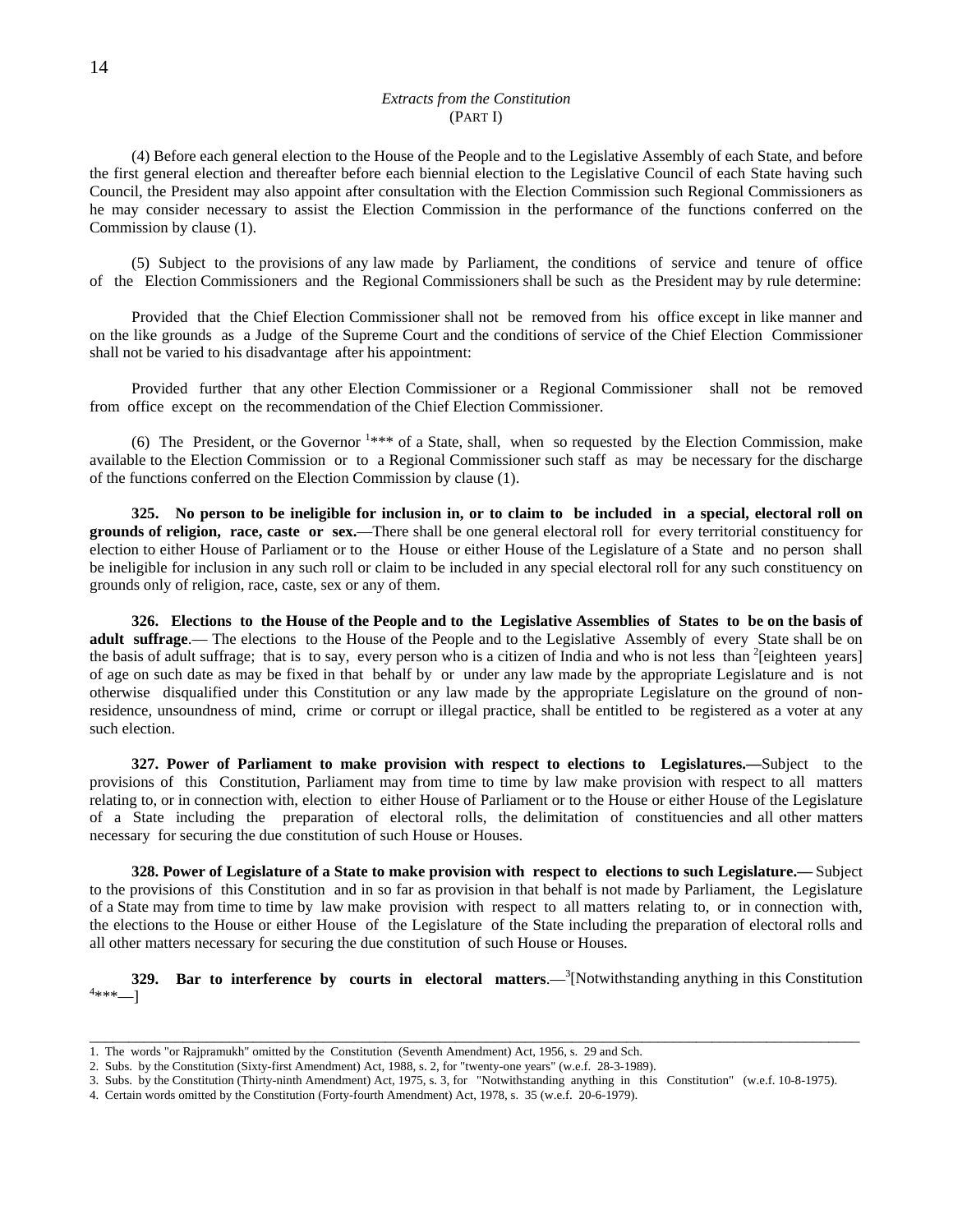*Extracts from the Constitution*
(PART I)

(4) Before each general election to the House of the People and to the Legislative Assembly of each State, and before the first general election and thereafter before each biennial election to the Legislative Council of each State having such Council, the President may also appoint after consultation with the Election Commission such Regional Commissioners as he may consider necessary to assist the Election Commission in the performance of the functions conferred on the Commission by clause (1).

(5) Subject to the provisions of any law made by Parliament, the conditions of service and tenure of office of the Election Commissioners and the Regional Commissioners shall be such as the President may by rule determine:

Provided that the Chief Election Commissioner shall not be removed from his office except in like manner and on the like grounds as a Judge of the Supreme Court and the conditions of service of the Chief Election Commissioner shall not be varied to his disadvantage after his appointment:

Provided further that any other Election Commissioner or a Regional Commissioner shall not be removed from office except on the recommendation of the Chief Election Commissioner.

(6) The President, or the Governor [1]*** of a State, shall, when so requested by the Election Commission, make available to the Election Commission or to a Regional Commissioner such staff as may be necessary for the discharge of the functions conferred on the Election Commission by clause (1).

**325. No person to be ineligible for inclusion in, or to claim to be included in a special, electoral roll on grounds of religion, race, caste or sex.**—There shall be one general electoral roll for every territorial constituency for election to either House of Parliament or to the House or either House of the Legislature of a State and no person shall be ineligible for inclusion in any such roll or claim to be included in any special electoral roll for any such constituency on grounds only of religion, race, caste, sex or any of them.

**326. Elections to the House of the People and to the Legislative Assemblies of States to be on the basis of adult suffrage**.— The elections to the House of the People and to the Legislative Assembly of every State shall be on the basis of adult suffrage; that is to say, every person who is a citizen of India and who is not less than [2][eighteen years] of age on such date as may be fixed in that behalf by or under any law made by the appropriate Legislature and is not otherwise disqualified under this Constitution or any law made by the appropriate Legislature on the ground of non-residence, unsoundness of mind, crime or corrupt or illegal practice, shall be entitled to be registered as a voter at any such election.

**327. Power of Parliament to make provision with respect to elections to Legislatures.—**Subject to the provisions of this Constitution, Parliament may from time to time by law make provision with respect to all matters relating to, or in connection with, election to either House of Parliament or to the House or either House of the Legislature of a State including the preparation of electoral rolls, the delimitation of constituencies and all other matters necessary for securing the due constitution of such House or Houses.

**328. Power of Legislature of a State to make provision with respect to elections to such Legislature.—** Subject to the provisions of this Constitution and in so far as provision in that behalf is not made by Parliament, the Legislature of a State may from time to time by law make provision with respect to all matters relating to, or in connection with, the elections to the House or either House of the Legislature of the State including the preparation of electoral rolls and all other matters necessary for securing the due constitution of such House or Houses.

**329. Bar to interference by courts in electoral matters**.—[3][Notwithstanding anything in this Constitution [4]***—]

---

1. The words "or Rajpramukh" omitted by the Constitution (Seventh Amendment) Act, 1956, s. 29 and Sch.
2. Subs. by the Constitution (Sixty-first Amendment) Act, 1988, s. 2, for "twenty-one years" (w.e.f. 28-3-1989).
3. Subs. by the Constitution (Thirty-ninth Amendment) Act, 1975, s. 3, for "Notwithstanding anything in this Constitution" (w.e.f. 10-8-1975).
4. Certain words omitted by the Constitution (Forty-fourth Amendment) Act, 1978, s. 35 (w.e.f. 20-6-1979).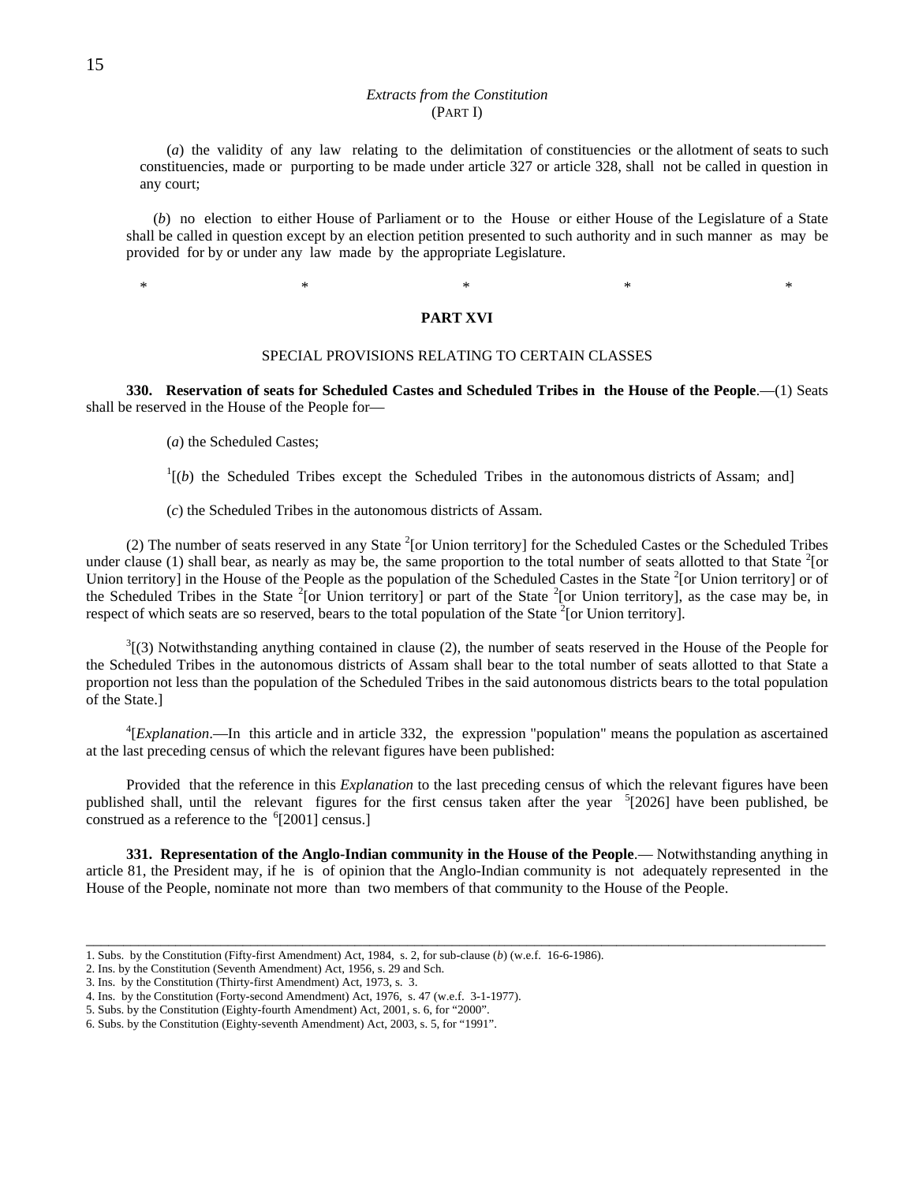*Extracts from the Constitution*
(PART I)

(*a*) the validity of any law relating to the delimitation of constituencies or the allotment of seats to such constituencies, made or purporting to be made under article 327 or article 328, shall not be called in question in any court;

(*b*) no election to either House of Parliament or to the House or either House of the Legislature of a State shall be called in question except by an election petition presented to such authority and in such manner as may be provided for by or under any law made by the appropriate Legislature.

\*                    \*                    \*                    \*                    \*

## PART XVI

### SPECIAL PROVISIONS RELATING TO CERTAIN CLASSES

**330. Reservation of seats for Scheduled Castes and Scheduled Tribes in the House of the People**.—(1) Seats shall be reserved in the House of the People for—

(*a*) the Scheduled Castes;

[1][(*b*) the Scheduled Tribes except the Scheduled Tribes in the autonomous districts of Assam; and]

(*c*) the Scheduled Tribes in the autonomous districts of Assam.

(2) The number of seats reserved in any State [2][or Union territory] for the Scheduled Castes or the Scheduled Tribes under clause (1) shall bear, as nearly as may be, the same proportion to the total number of seats allotted to that State [2][or Union territory] in the House of the People as the population of the Scheduled Castes in the State [2][or Union territory] or of the Scheduled Tribes in the State [2][or Union territory] or part of the State [2][or Union territory], as the case may be, in respect of which seats are so reserved, bears to the total population of the State [2][or Union territory].

[3][(3) Notwithstanding anything contained in clause (2), the number of seats reserved in the House of the People for the Scheduled Tribes in the autonomous districts of Assam shall bear to the total number of seats allotted to that State a proportion not less than the population of the Scheduled Tribes in the said autonomous districts bears to the total population of the State.]

[4][*Explanation*.—In this article and in article 332, the expression "population" means the population as ascertained at the last preceding census of which the relevant figures have been published:

Provided that the reference in this *Explanation* to the last preceding census of which the relevant figures have been published shall, until the relevant figures for the first census taken after the year [5][2026] have been published, be construed as a reference to the [6][2001] census.]

**331. Representation of the Anglo-Indian community in the House of the People**.— Notwithstanding anything in article 81, the President may, if he is of opinion that the Anglo-Indian community is not adequately represented in the House of the People, nominate not more than two members of that community to the House of the People.

---

1. Subs. by the Constitution (Fifty-first Amendment) Act, 1984, s. 2, for sub-clause (*b*) (w.e.f. 16-6-1986).
2. Ins. by the Constitution (Seventh Amendment) Act, 1956, s. 29 and Sch.
3. Ins. by the Constitution (Thirty-first Amendment) Act, 1973, s. 3.
4. Ins. by the Constitution (Forty-second Amendment) Act, 1976, s. 47 (w.e.f. 3-1-1977).
5. Subs. by the Constitution (Eighty-fourth Amendment) Act, 2001, s. 6, for "2000".
6. Subs. by the Constitution (Eighty-seventh Amendment) Act, 2003, s. 5, for "1991".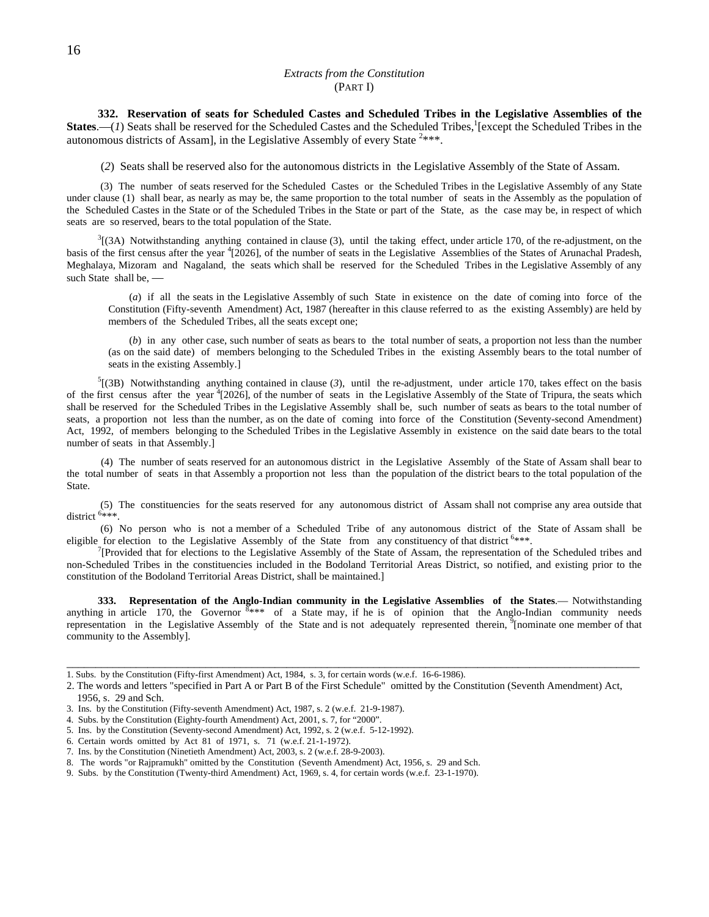*Extracts from the Constitution*
(PART I)

**332. Reservation of seats for Scheduled Castes and Scheduled Tribes in the Legislative Assemblies of the States**.—(*1*) Seats shall be reserved for the Scheduled Castes and the Scheduled Tribes,[1][except the Scheduled Tribes in the autonomous districts of Assam], in the Legislative Assembly of every State [2]***.

(*2*) Seats shall be reserved also for the autonomous districts in the Legislative Assembly of the State of Assam.

(3) The number of seats reserved for the Scheduled Castes or the Scheduled Tribes in the Legislative Assembly of any State under clause (1) shall bear, as nearly as may be, the same proportion to the total number of seats in the Assembly as the population of the Scheduled Castes in the State or of the Scheduled Tribes in the State or part of the State, as the case may be, in respect of which seats are so reserved, bears to the total population of the State.

[3][(3A) Notwithstanding anything contained in clause (3), until the taking effect, under article 170, of the re-adjustment, on the basis of the first census after the year [4][2026], of the number of seats in the Legislative Assemblies of the States of Arunachal Pradesh, Meghalaya, Mizoram and Nagaland, the seats which shall be reserved for the Scheduled Tribes in the Legislative Assembly of any such State shall be, —

(*a*) if all the seats in the Legislative Assembly of such State in existence on the date of coming into force of the Constitution (Fifty-seventh Amendment) Act, 1987 (hereafter in this clause referred to as the existing Assembly) are held by members of the Scheduled Tribes, all the seats except one;

(*b*) in any other case, such number of seats as bears to the total number of seats, a proportion not less than the number (as on the said date) of members belonging to the Scheduled Tribes in the existing Assembly bears to the total number of seats in the existing Assembly.]

[5][(3B) Notwithstanding anything contained in clause (*3*), until the re-adjustment, under article 170, takes effect on the basis of the first census after the year [4][2026], of the number of seats in the Legislative Assembly of the State of Tripura, the seats which shall be reserved for the Scheduled Tribes in the Legislative Assembly shall be, such number of seats as bears to the total number of seats, a proportion not less than the number, as on the date of coming into force of the Constitution (Seventy-second Amendment) Act, 1992, of members belonging to the Scheduled Tribes in the Legislative Assembly in existence on the said date bears to the total number of seats in that Assembly.]

(4) The number of seats reserved for an autonomous district in the Legislative Assembly of the State of Assam shall bear to the total number of seats in that Assembly a proportion not less than the population of the district bears to the total population of the State.

(5) The constituencies for the seats reserved for any autonomous district of Assam shall not comprise any area outside that district [6]***.

(6) No person who is not a member of a Scheduled Tribe of any autonomous district of the State of Assam shall be eligible for election to the Legislative Assembly of the State from any constituency of that district [6]***.

[7][Provided that for elections to the Legislative Assembly of the State of Assam, the representation of the Scheduled tribes and non-Scheduled Tribes in the constituencies included in the Bodoland Territorial Areas District, so notified, and existing prior to the constitution of the Bodoland Territorial Areas District, shall be maintained.]

**333. Representation of the Anglo-Indian community in the Legislative Assemblies of the States**.— Notwithstanding anything in article 170, the Governor [8]*** of a State may, if he is of opinion that the Anglo-Indian community needs representation in the Legislative Assembly of the State and is not adequately represented therein, [9][nominate one member of that community to the Assembly].

---

1. Subs. by the Constitution (Fifty-first Amendment) Act, 1984, s. 3, for certain words (w.e.f. 16-6-1986).
2. The words and letters "specified in Part A or Part B of the First Schedule" omitted by the Constitution (Seventh Amendment) Act, 1956, s. 29 and Sch.
3. Ins. by the Constitution (Fifty-seventh Amendment) Act, 1987, s. 2 (w.e.f. 21-9-1987).
4. Subs. by the Constitution (Eighty-fourth Amendment) Act, 2001, s. 7, for "2000".
5. Ins. by the Constitution (Seventy-second Amendment) Act, 1992, s. 2 (w.e.f. 5-12-1992).
6. Certain words omitted by Act 81 of 1971, s. 71 (w.e.f. 21-1-1972).
7. Ins. by the Constitution (Ninetieth Amendment) Act, 2003, s. 2 (w.e.f. 28-9-2003).
8. The words "or Rajpramukh" omitted by the Constitution (Seventh Amendment) Act, 1956, s. 29 and Sch.
9. Subs. by the Constitution (Twenty-third Amendment) Act, 1969, s. 4, for certain words (w.e.f. 23-1-1970).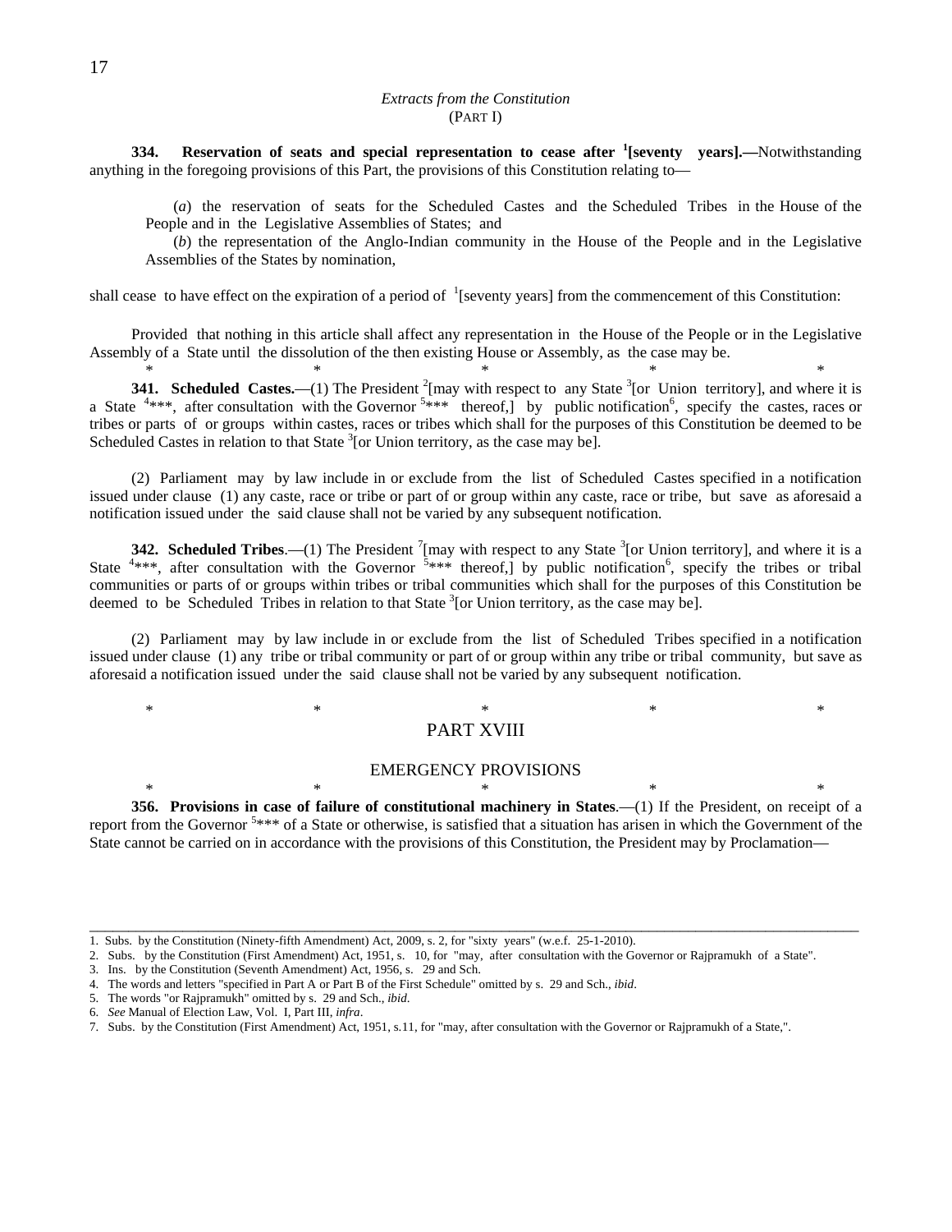*Extracts from the Constitution*
(PART I)

**334. Reservation of seats and special representation to cease after [1][seventy years].—**Notwithstanding anything in the foregoing provisions of this Part, the provisions of this Constitution relating to—

(*a*) the reservation of seats for the Scheduled Castes and the Scheduled Tribes in the House of the People and in the Legislative Assemblies of States; and

(*b*) the representation of the Anglo-Indian community in the House of the People and in the Legislative Assemblies of the States by nomination,

shall cease to have effect on the expiration of a period of [1][seventy years] from the commencement of this Constitution:

Provided that nothing in this article shall affect any representation in the House of the People or in the Legislative Assembly of a State until the dissolution of the then existing House or Assembly, as the case may be.

\* \* \* \* \*

**341. Scheduled Castes.**—(1) The President [2][may with respect to any State [3][or Union territory], and where it is a State [4]\*\*\*, after consultation with the Governor [5]\*\*\* thereof,] by public notification[6], specify the castes, races or tribes or parts of or groups within castes, races or tribes which shall for the purposes of this Constitution be deemed to be Scheduled Castes in relation to that State [3][or Union territory, as the case may be].

(2) Parliament may by law include in or exclude from the list of Scheduled Castes specified in a notification issued under clause (1) any caste, race or tribe or part of or group within any caste, race or tribe, but save as aforesaid a notification issued under the said clause shall not be varied by any subsequent notification.

**342. Scheduled Tribes**.—(1) The President [7][may with respect to any State [3][or Union territory], and where it is a State [4]\*\*\*, after consultation with the Governor [5]\*\*\* thereof,] by public notification[6], specify the tribes or tribal communities or parts of or groups within tribes or tribal communities which shall for the purposes of this Constitution be deemed to be Scheduled Tribes in relation to that State [3][or Union territory, as the case may be].

(2) Parliament may by law include in or exclude from the list of Scheduled Tribes specified in a notification issued under clause (1) any tribe or tribal community or part of or group within any tribe or tribal community, but save as aforesaid a notification issued under the said clause shall not be varied by any subsequent notification.

\* \* \* \* \*

## PART XVIII

### EMERGENCY PROVISIONS

\* \* \* \* \*

**356. Provisions in case of failure of constitutional machinery in States**.—(1) If the President, on receipt of a report from the Governor [5]\*\*\* of a State or otherwise, is satisfied that a situation has arisen in which the Government of the State cannot be carried on in accordance with the provisions of this Constitution, the President may by Proclamation—

---

1. Subs. by the Constitution (Ninety-fifth Amendment) Act, 2009, s. 2, for "sixty years" (w.e.f. 25-1-2010).
2. Subs. by the Constitution (First Amendment) Act, 1951, s. 10, for "may, after consultation with the Governor or Rajpramukh of a State".
3. Ins. by the Constitution (Seventh Amendment) Act, 1956, s. 29 and Sch.
4. The words and letters "specified in Part A or Part B of the First Schedule" omitted by s. 29 and Sch., *ibid*.
5. The words "or Rajpramukh" omitted by s. 29 and Sch., *ibid*.
6. *See* Manual of Election Law, Vol. I, Part III, *infra*.
7. Subs. by the Constitution (First Amendment) Act, 1951, s.11, for "may, after consultation with the Governor or Rajpramukh of a State,".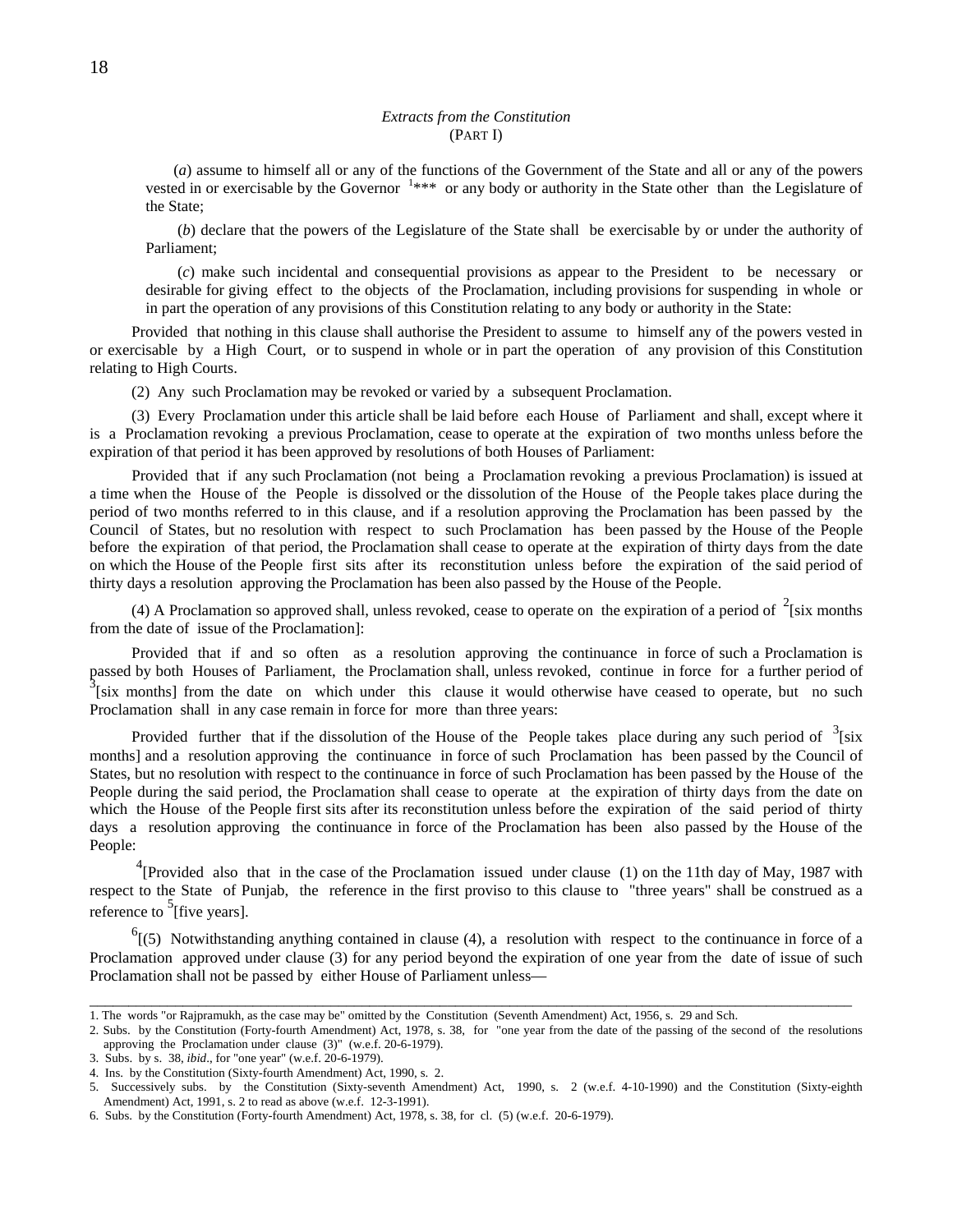*Extracts from the Constitution*
(PART I)

(*a*) assume to himself all or any of the functions of the Government of the State and all or any of the powers vested in or exercisable by the Governor [1]*** or any body or authority in the State other than the Legislature of the State;

(*b*) declare that the powers of the Legislature of the State shall be exercisable by or under the authority of Parliament;

(*c*) make such incidental and consequential provisions as appear to the President to be necessary or desirable for giving effect to the objects of the Proclamation, including provisions for suspending in whole or in part the operation of any provisions of this Constitution relating to any body or authority in the State:

Provided that nothing in this clause shall authorise the President to assume to himself any of the powers vested in or exercisable by a High Court, or to suspend in whole or in part the operation of any provision of this Constitution relating to High Courts.

(2) Any such Proclamation may be revoked or varied by a subsequent Proclamation.

(3) Every Proclamation under this article shall be laid before each House of Parliament and shall, except where it is a Proclamation revoking a previous Proclamation, cease to operate at the expiration of two months unless before the expiration of that period it has been approved by resolutions of both Houses of Parliament:

Provided that if any such Proclamation (not being a Proclamation revoking a previous Proclamation) is issued at a time when the House of the People is dissolved or the dissolution of the House of the People takes place during the period of two months referred to in this clause, and if a resolution approving the Proclamation has been passed by the Council of States, but no resolution with respect to such Proclamation has been passed by the House of the People before the expiration of that period, the Proclamation shall cease to operate at the expiration of thirty days from the date on which the House of the People first sits after its reconstitution unless before the expiration of the said period of thirty days a resolution approving the Proclamation has been also passed by the House of the People.

(4) A Proclamation so approved shall, unless revoked, cease to operate on the expiration of a period of [2][six months from the date of issue of the Proclamation]:

Provided that if and so often as a resolution approving the continuance in force of such a Proclamation is passed by both Houses of Parliament, the Proclamation shall, unless revoked, continue in force for a further period of [3][six months] from the date on which under this clause it would otherwise have ceased to operate, but no such Proclamation shall in any case remain in force for more than three years:

Provided further that if the dissolution of the House of the People takes place during any such period of [3][six months] and a resolution approving the continuance in force of such Proclamation has been passed by the Council of States, but no resolution with respect to the continuance in force of such Proclamation has been passed by the House of the People during the said period, the Proclamation shall cease to operate at the expiration of thirty days from the date on which the House of the People first sits after its reconstitution unless before the expiration of the said period of thirty days a resolution approving the continuance in force of the Proclamation has been also passed by the House of the People:

[4][Provided also that in the case of the Proclamation issued under clause (1) on the 11th day of May, 1987 with respect to the State of Punjab, the reference in the first proviso to this clause to "three years" shall be construed as a reference to [5][five years].

[6][(5) Notwithstanding anything contained in clause (4), a resolution with respect to the continuance in force of a Proclamation approved under clause (3) for any period beyond the expiration of one year from the date of issue of such Proclamation shall not be passed by either House of Parliament unless—

---

1. The words "or Rajpramukh, as the case may be" omitted by the Constitution (Seventh Amendment) Act, 1956, s. 29 and Sch.
2. Subs. by the Constitution (Forty-fourth Amendment) Act, 1978, s. 38, for "one year from the date of the passing of the second of the resolutions approving the Proclamation under clause (3)" (w.e.f. 20-6-1979).
3. Subs. by s. 38, *ibid*., for "one year" (w.e.f. 20-6-1979).
4. Ins. by the Constitution (Sixty-fourth Amendment) Act, 1990, s. 2.
5. Successively subs. by the Constitution (Sixty-seventh Amendment) Act, 1990, s. 2 (w.e.f. 4-10-1990) and the Constitution (Sixty-eighth Amendment) Act, 1991, s. 2 to read as above (w.e.f. 12-3-1991).
6. Subs. by the Constitution (Forty-fourth Amendment) Act, 1978, s. 38, for cl. (5) (w.e.f. 20-6-1979).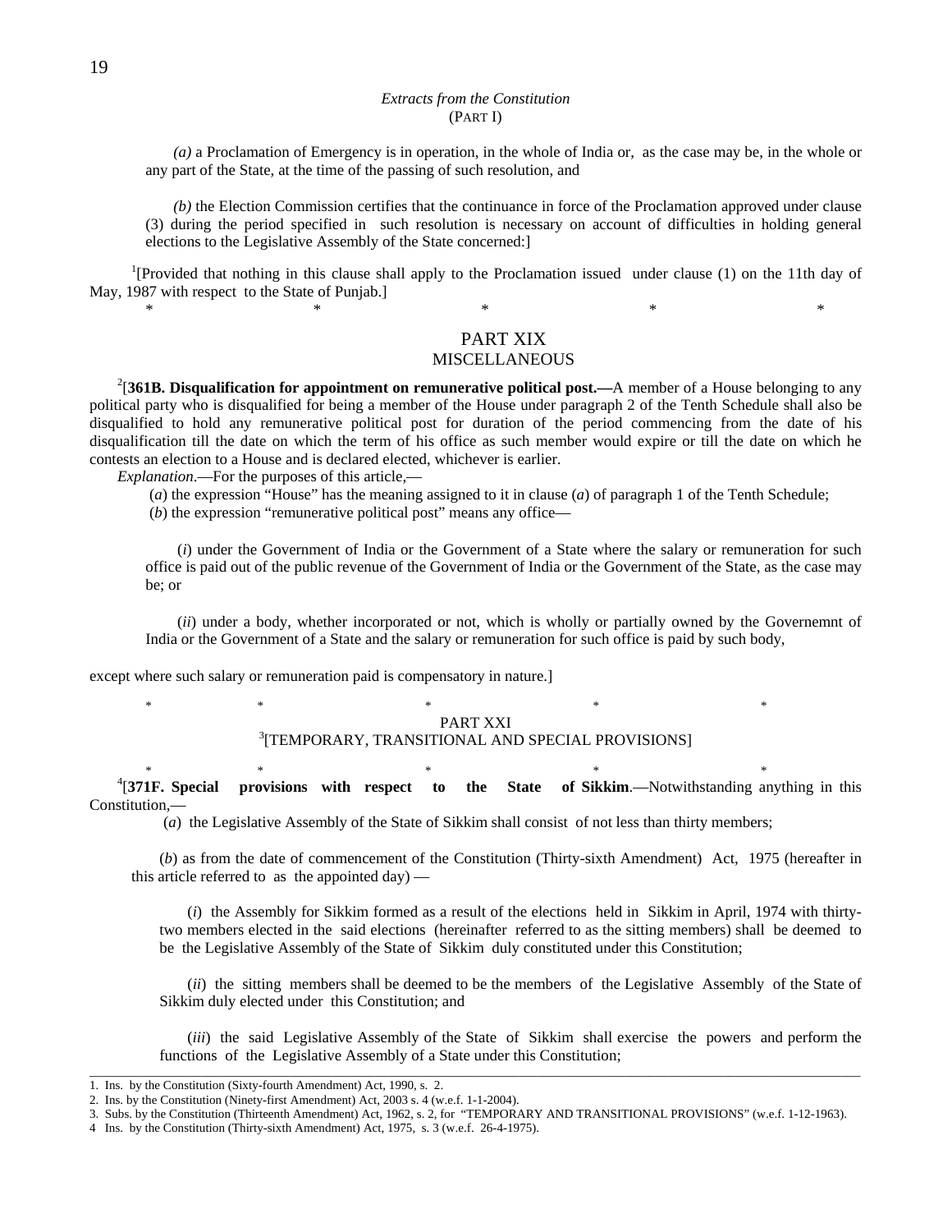*Extracts from the Constitution*
(PART I)

*(a)* a Proclamation of Emergency is in operation, in the whole of India or, as the case may be, in the whole or any part of the State, at the time of the passing of such resolution, and

*(b)* the Election Commission certifies that the continuance in force of the Proclamation approved under clause (3) during the period specified in such resolution is necessary on account of difficulties in holding general elections to the Legislative Assembly of the State concerned:]

[1][Provided that nothing in this clause shall apply to the Proclamation issued under clause (1) on the 11th day of May, 1987 with respect to the State of Punjab.]

\* \* \* \* \*

## PART XIX
## MISCELLANEOUS

[2][**361B. Disqualification for appointment on remunerative political post.—**A member of a House belonging to any political party who is disqualified for being a member of the House under paragraph 2 of the Tenth Schedule shall also be disqualified to hold any remunerative political post for duration of the period commencing from the date of his disqualification till the date on which the term of his office as such member would expire or till the date on which he contests an election to a House and is declared elected, whichever is earlier.

*Explanation*.—For the purposes of this article,—

(*a*) the expression "House" has the meaning assigned to it in clause (*a*) of paragraph 1 of the Tenth Schedule;

(*b*) the expression "remunerative political post" means any office—

(*i*) under the Government of India or the Government of a State where the salary or remuneration for such office is paid out of the public revenue of the Government of India or the Government of the State, as the case may be; or

(*ii*) under a body, whether incorporated or not, which is wholly or partially owned by the Governemnt of India or the Government of a State and the salary or remuneration for such office is paid by such body,

except where such salary or remuneration paid is compensatory in nature.]

\* \* \* \* \*

## PART XXI
## [3][TEMPORARY, TRANSITIONAL AND SPECIAL PROVISIONS]

\* \* \* \* \*

[4][**371F. Special provisions with respect to the State of Sikkim**.—Notwithstanding anything in this Constitution,—

(*a*) the Legislative Assembly of the State of Sikkim shall consist of not less than thirty members;

(*b*) as from the date of commencement of the Constitution (Thirty-sixth Amendment) Act, 1975 (hereafter in this article referred to as the appointed day) —

(*i*) the Assembly for Sikkim formed as a result of the elections held in Sikkim in April, 1974 with thirty-two members elected in the said elections (hereinafter referred to as the sitting members) shall be deemed to be the Legislative Assembly of the State of Sikkim duly constituted under this Constitution;

(*ii*) the sitting members shall be deemed to be the members of the Legislative Assembly of the State of Sikkim duly elected under this Constitution; and

(*iii*) the said Legislative Assembly of the State of Sikkim shall exercise the powers and perform the functions of the Legislative Assembly of a State under this Constitution;

---

1. Ins. by the Constitution (Sixty-fourth Amendment) Act, 1990, s. 2.
2. Ins. by the Constitution (Ninety-first Amendment) Act, 2003 s. 4 (w.e.f. 1-1-2004).
3. Subs. by the Constitution (Thirteenth Amendment) Act, 1962, s. 2, for "TEMPORARY AND TRANSITIONAL PROVISIONS" (w.e.f. 1-12-1963).
4 Ins. by the Constitution (Thirty-sixth Amendment) Act, 1975, s. 3 (w.e.f. 26-4-1975).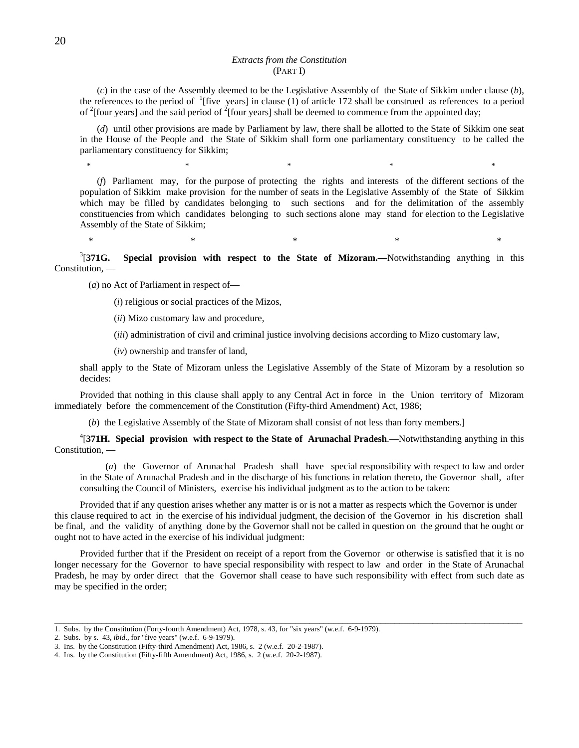*Extracts from the Constitution*
(PART I)

(*c*) in the case of the Assembly deemed to be the Legislative Assembly of the State of Sikkim under clause (*b*), the references to the period of [1][five years] in clause (1) of article 172 shall be construed as references to a period of [2][four years] and the said period of [2][four years] shall be deemed to commence from the appointed day;

(*d*) until other provisions are made by Parliament by law, there shall be allotted to the State of Sikkim one seat in the House of the People and the State of Sikkim shall form one parliamentary constituency to be called the parliamentary constituency for Sikkim;

\* \* \* \* \*

(*f*) Parliament may, for the purpose of protecting the rights and interests of the different sections of the population of Sikkim make provision for the number of seats in the Legislative Assembly of the State of Sikkim which may be filled by candidates belonging to such sections and for the delimitation of the assembly constituencies from which candidates belonging to such sections alone may stand for election to the Legislative Assembly of the State of Sikkim;

\* \* \* \* \*

[3][**371G. Special provision with respect to the State of Mizoram.—**Notwithstanding anything in this Constitution, —

(*a*) no Act of Parliament in respect of—

(*i*) religious or social practices of the Mizos,

(*ii*) Mizo customary law and procedure,

(*iii*) administration of civil and criminal justice involving decisions according to Mizo customary law,

(*iv*) ownership and transfer of land,

shall apply to the State of Mizoram unless the Legislative Assembly of the State of Mizoram by a resolution so decides:

Provided that nothing in this clause shall apply to any Central Act in force in the Union territory of Mizoram immediately before the commencement of the Constitution (Fifty-third Amendment) Act, 1986;

(*b*) the Legislative Assembly of the State of Mizoram shall consist of not less than forty members.]

[4][**371H. Special provision with respect to the State of Arunachal Pradesh**.—Notwithstanding anything in this Constitution, —

(*a*) the Governor of Arunachal Pradesh shall have special responsibility with respect to law and order in the State of Arunachal Pradesh and in the discharge of his functions in relation thereto, the Governor shall, after consulting the Council of Ministers, exercise his individual judgment as to the action to be taken:

Provided that if any question arises whether any matter is or is not a matter as respects which the Governor is under this clause required to act in the exercise of his individual judgment, the decision of the Governor in his discretion shall be final, and the validity of anything done by the Governor shall not be called in question on the ground that he ought or ought not to have acted in the exercise of his individual judgment:

Provided further that if the President on receipt of a report from the Governor or otherwise is satisfied that it is no longer necessary for the Governor to have special responsibility with respect to law and order in the State of Arunachal Pradesh, he may by order direct that the Governor shall cease to have such responsibility with effect from such date as may be specified in the order;

---

1. Subs. by the Constitution (Forty-fourth Amendment) Act, 1978, s. 43, for "six years" (w.e.f. 6-9-1979).
2. Subs. by s. 43, *ibid*., for "five years" (w.e.f. 6-9-1979).
3. Ins. by the Constitution (Fifty-third Amendment) Act, 1986, s. 2 (w.e.f. 20-2-1987).
4. Ins. by the Constitution (Fifty-fifth Amendment) Act, 1986, s. 2 (w.e.f. 20-2-1987).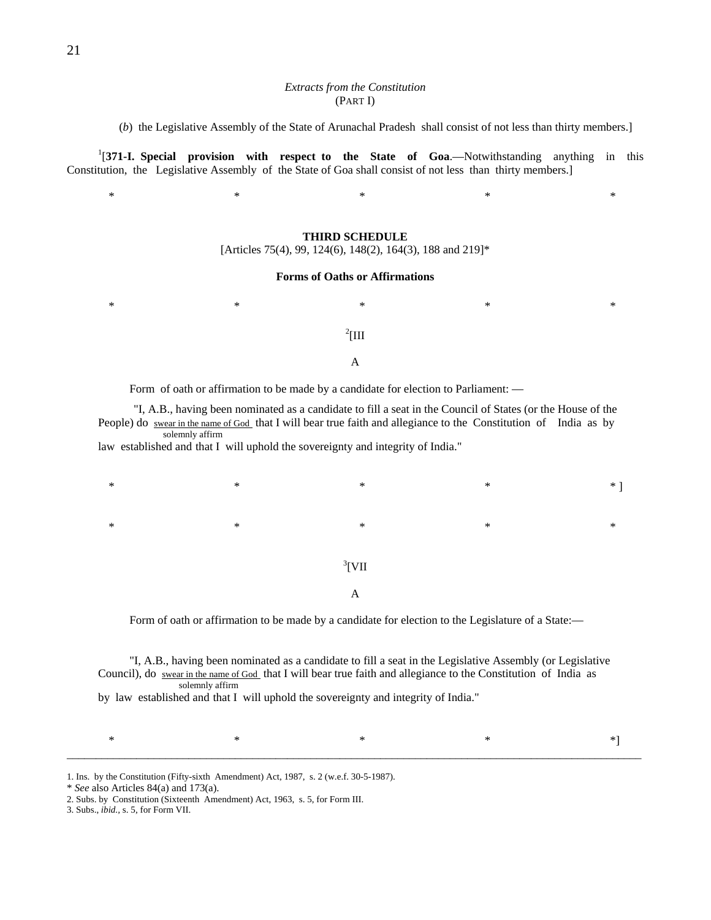*Extracts from the Constitution*
(PART I)

(*b*) the Legislative Assembly of the State of Arunachal Pradesh shall consist of not less than thirty members.]

[1][**371-I. Special provision with respect to the State of Goa**.—Notwithstanding anything in this Constitution, the Legislative Assembly of the State of Goa shall consist of not less than thirty members.]

\* \* \* \* \*

**THIRD SCHEDULE**

[Articles 75(4), 99, 124(6), 148(2), 164(3), 188 and 219]\*

**Forms of Oaths or Affirmations**

\* \* \* \* \*

[2][III

A

Form of oath or affirmation to be made by a candidate for election to Parliament: —

"I, A.B., having been nominated as a candidate to fill a seat in the Council of States (or the House of the People) do swear in the name of God / solemnly affirm that I will bear true faith and allegiance to the Constitution of India as by law established and that I will uphold the sovereignty and integrity of India."

\* \* \* \* \* ]

\* \* \* \* \*

[3][VII

A

Form of oath or affirmation to be made by a candidate for election to the Legislature of a State:—

"I, A.B., having been nominated as a candidate to fill a seat in the Legislative Assembly (or Legislative Council), do swear in the name of God / solemnly affirm that I will bear true faith and allegiance to the Constitution of India as by law established and that I will uphold the sovereignty and integrity of India."

\* \* \* \* \*]

---

1. Ins. by the Constitution (Fifty-sixth Amendment) Act, 1987, s. 2 (w.e.f. 30-5-1987).

\* *See* also Articles 84(a) and 173(a).

2. Subs. by Constitution (Sixteenth Amendment) Act, 1963, s. 5, for Form III.

3. Subs., *ibid.*, s. 5, for Form VII.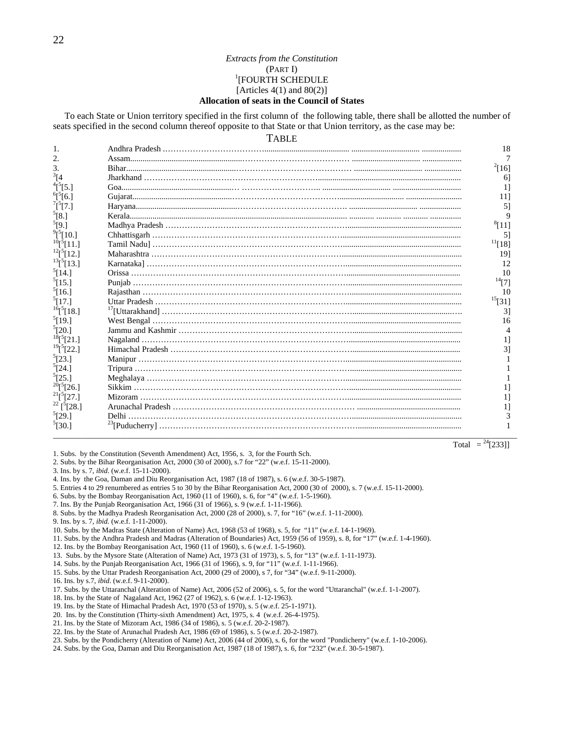*Extracts from the Constitution*

(PART I)

[1][FOURTH SCHEDULE

[Articles 4(1) and 80(2)]

**Allocation of seats in the Council of States**

To each State or Union territory specified in the first column of the following table, there shall be allotted the number of seats specified in the second column thereof opposite to that State or that Union territory, as the case may be:

TABLE

| | | |
|---|---|---|
| 1. | Andhra Pradesh | 18 |
| 2. | Assam | 7 |
| 3. | Bihar | [2][16] |
| [3][4 | Jharkhand | 6] |
| [4][[5][5.] | Goa | 1] |
| [6][[5][6.] | Gujarat | 11] |
| [7][[5][7.] | Haryana | 5] |
| [5][8.] | Kerala | 9 |
| [5][9.] | Madhya Pradesh | [8][11] |
| [9][[5][10.] | Chhattisgarh | 5] |
| [10][[5][11.] | Tamil Nadu] | [11][18] |
| [12][[5][12.] | Maharashtra | 19] |
| [13][[5][13.] | Karnataka] | 12 |
| [5][14.] | Orissa | 10 |
| [5][15.] | Punjab | [14][7] |
| [5][16.] | Rajasthan | 10 |
| [5][17.] | Uttar Pradesh | [15][31] |
| [16][[5][18.] | [17][Uttarakhand] | 3] |
| [5][19.] | West Bengal | 16 |
| [5][20.] | Jammu and Kashmir | 4 |
| [18][[5][21.] | Nagaland | 1] |
| [19][[5][22.] | Himachal Pradesh | 3] |
| [5][23.] | Manipur | 1 |
| [5][24.] | Tripura | 1 |
| [5][25.] | Meghalaya | 1 |
| [20][[5][26.] | Sikkim | 1] |
| [21][[5][27.] | Mizoram | 1] |
| [22][[5][28.] | Arunachal Pradesh | 1] |
| [5][29.] | Delhi | 3 |
| [5][30.] | [23][Puducherry] | 1 |
| | Total | = [24][233]] |

1. Subs. by the Constitution (Seventh Amendment) Act, 1956, s. 3, for the Fourth Sch.
2. Subs. by the Bihar Reorganisation Act, 2000 (30 of 2000), s.7 for "22" (w.e.f. 15-11-2000).
3. Ins. by s. 7, *ibid*. (w.e.f. 15-11-2000).
4. Ins. by the Goa, Daman and Diu Reorganisation Act, 1987 (18 of 1987), s. 6 (w.e.f. 30-5-1987).
5. Entries 4 to 29 renumbered as entries 5 to 30 by the Bihar Reorganisation Act, 2000 (30 of 2000), s. 7 (w.e.f. 15-11-2000).
6. Subs. by the Bombay Reorganisation Act, 1960 (11 of 1960), s. 6, for "4" (w.e.f. 1-5-1960).
7. Ins. By the Punjab Reorganisation Act, 1966 (31 of 1966), s. 9 (w.e.f. 1-11-1966).
8. Subs. by the Madhya Pradesh Reorganisation Act, 2000 (28 of 2000), s. 7, for "16" (w.e.f. 1-11-2000).
9. Ins. by s. 7, *ibid.* (w.e.f. 1-11-2000).
10. Subs. by the Madras State (Alteration of Name) Act, 1968 (53 of 1968), s. 5, for "11" (w.e.f. 14-1-1969).
11. Subs. by the Andhra Pradesh and Madras (Alteration of Boundaries) Act, 1959 (56 of 1959), s. 8, for "17" (w.e.f. 1-4-1960).
12. Ins. by the Bombay Reorganisation Act, 1960 (11 of 1960), s. 6 (w.e.f. 1-5-1960).
13. Subs. by the Mysore State (Alteration of Name) Act, 1973 (31 of 1973), s. 5, for "13" (w.e.f. 1-11-1973).
14. Subs. by the Punjab Reorganisation Act, 1966 (31 of 1966), s. 9, for "11" (w.e.f. 1-11-1966).
15. Subs. by the Uttar Pradesh Reorganisation Act, 2000 (29 of 2000), s 7, for "34" (w.e.f. 9-11-2000).
16. Ins. by s.7, *ibid*. (w.e.f. 9-11-2000).
17. Subs. by the Uttaranchal (Alteration of Name) Act, 2006 (52 of 2006), s. 5, for the word "Uttaranchal" (w.e.f. 1-1-2007).
18. Ins. by the State of Nagaland Act, 1962 (27 of 1962), s. 6 (w.e.f. 1-12-1963).
19. Ins. by the State of Himachal Pradesh Act, 1970 (53 of 1970), s. 5 (w.e.f. 25-1-1971).
20. Ins. by the Constitution (Thirty-sixth Amendment) Act, 1975, s. 4 (w.e.f. 26-4-1975).
21. Ins. by the State of Mizoram Act, 1986 (34 of 1986), s. 5 (w.e.f. 20-2-1987).
22. Ins. by the State of Arunachal Pradesh Act, 1986 (69 of 1986), s. 5 (w.e.f. 20-2-1987).
23. Subs. by the Pondicherry (Alteration of Name) Act, 2006 (44 of 2006), s. 6, for the word "Pondicherry" (w.e.f. 1-10-2006).
24. Subs. by the Goa, Daman and Diu Reorganisation Act, 1987 (18 of 1987), s. 6, for "232" (w.e.f. 30-5-1987).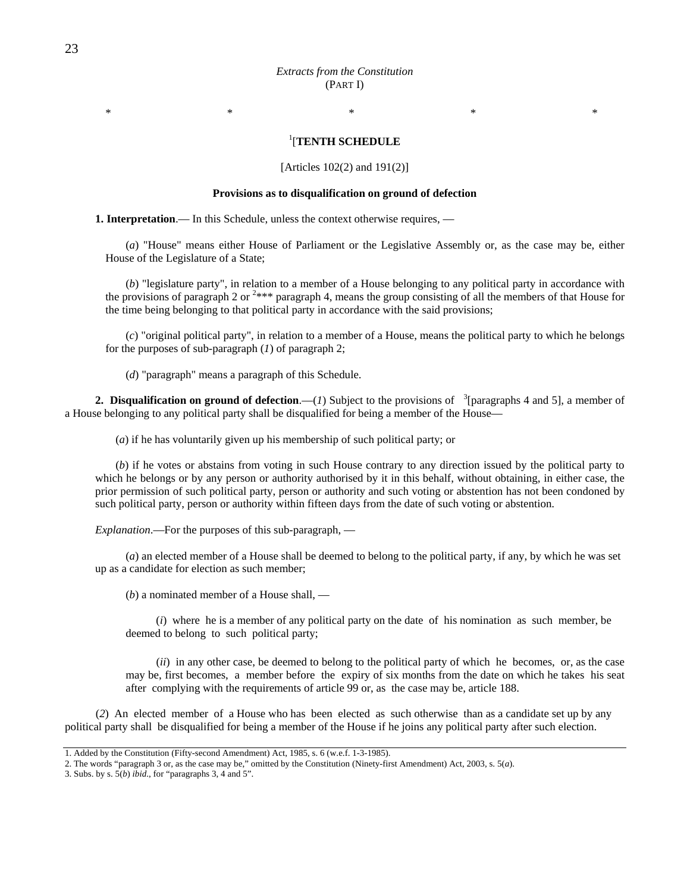*Extracts from the Constitution*
(PART I)

\*     \*     \*     \*     \*

[1][**TENTH SCHEDULE**

[Articles 102(2) and 191(2)]

**Provisions as to disqualification on ground of defection**

**1. Interpretation**.— In this Schedule, unless the context otherwise requires, —

(*a*) "House" means either House of Parliament or the Legislative Assembly or, as the case may be, either House of the Legislature of a State;

(*b*) "legislature party", in relation to a member of a House belonging to any political party in accordance with the provisions of paragraph 2 or [2]\*\*\* paragraph 4, means the group consisting of all the members of that House for the time being belonging to that political party in accordance with the said provisions;

(*c*) "original political party", in relation to a member of a House, means the political party to which he belongs for the purposes of sub-paragraph (*1*) of paragraph 2;

(*d*) "paragraph" means a paragraph of this Schedule.

**2. Disqualification on ground of defection**.—(*1*) Subject to the provisions of [3][paragraphs 4 and 5], a member of a House belonging to any political party shall be disqualified for being a member of the House—

(*a*) if he has voluntarily given up his membership of such political party; or

(*b*) if he votes or abstains from voting in such House contrary to any direction issued by the political party to which he belongs or by any person or authority authorised by it in this behalf, without obtaining, in either case, the prior permission of such political party, person or authority and such voting or abstention has not been condoned by such political party, person or authority within fifteen days from the date of such voting or abstention.

*Explanation*.—For the purposes of this sub-paragraph, —

(*a*) an elected member of a House shall be deemed to belong to the political party, if any, by which he was set up as a candidate for election as such member;

(*b*) a nominated member of a House shall, —

(*i*) where he is a member of any political party on the date of his nomination as such member, be deemed to belong to such political party;

(*ii*) in any other case, be deemed to belong to the political party of which he becomes, or, as the case may be, first becomes, a member before the expiry of six months from the date on which he takes his seat after complying with the requirements of article 99 or, as the case may be, article 188.

(*2*) An elected member of a House who has been elected as such otherwise than as a candidate set up by any political party shall be disqualified for being a member of the House if he joins any political party after such election.

1. Added by the Constitution (Fifty-second Amendment) Act, 1985, s. 6 (w.e.f. 1-3-1985).
2. The words "paragraph 3 or, as the case may be," omitted by the Constitution (Ninety-first Amendment) Act, 2003, s. 5(*a*).
3. Subs. by s. 5(*b*) *ibid*., for "paragraphs 3, 4 and 5".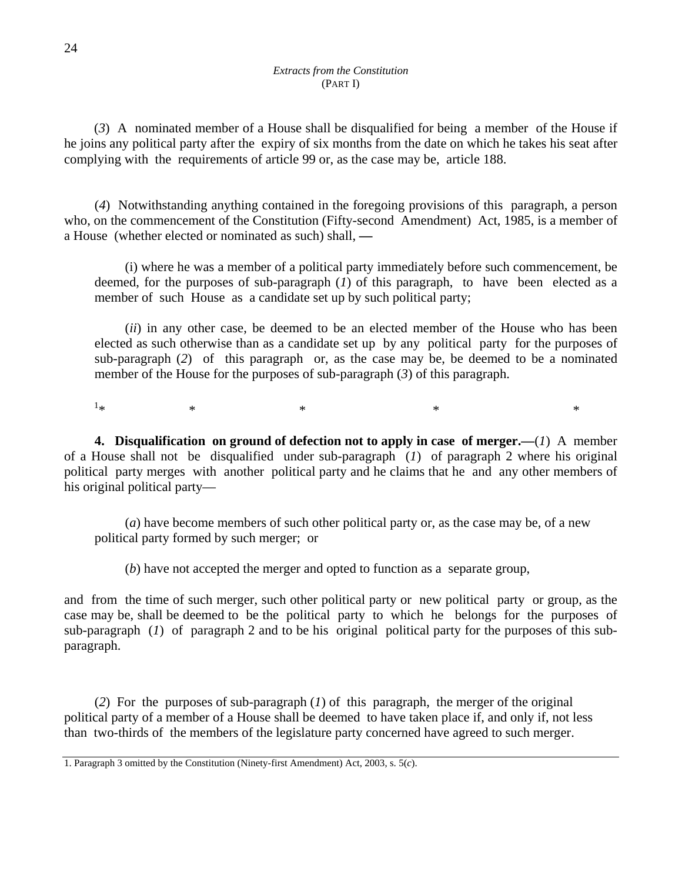(*3*) A nominated member of a House shall be disqualified for being a member of the House if he joins any political party after the expiry of six months from the date on which he takes his seat after complying with the requirements of article 99 or, as the case may be, article 188.

(*4*) Notwithstanding anything contained in the foregoing provisions of this paragraph, a person who, on the commencement of the Constitution (Fifty-second Amendment) Act, 1985, is a member of a House (whether elected or nominated as such) shall, —

(i) where he was a member of a political party immediately before such commencement, be deemed, for the purposes of sub-paragraph (*1*) of this paragraph, to have been elected as a member of such House as a candidate set up by such political party;

(*ii*) in any other case, be deemed to be an elected member of the House who has been elected as such otherwise than as a candidate set up by any political party for the purposes of sub-paragraph (*2*) of this paragraph or, as the case may be, be deemed to be a nominated member of the House for the purposes of sub-paragraph (*3*) of this paragraph.

[1]* * * * *

**4. Disqualification on ground of defection not to apply in case of merger.—**(*1*) A member of a House shall not be disqualified under sub-paragraph (*1*) of paragraph 2 where his original political party merges with another political party and he claims that he and any other members of his original political party—

(*a*) have become members of such other political party or, as the case may be, of a new political party formed by such merger; or

(*b*) have not accepted the merger and opted to function as a separate group,

and from the time of such merger, such other political party or new political party or group, as the case may be, shall be deemed to be the political party to which he belongs for the purposes of sub-paragraph (*1*) of paragraph 2 and to be his original political party for the purposes of this sub-paragraph.

(*2*) For the purposes of sub-paragraph (*1*) of this paragraph, the merger of the original political party of a member of a House shall be deemed to have taken place if, and only if, not less than two-thirds of the members of the legislature party concerned have agreed to such merger.

---

1. Paragraph 3 omitted by the Constitution (Ninety-first Amendment) Act, 2003, s. 5(*c*).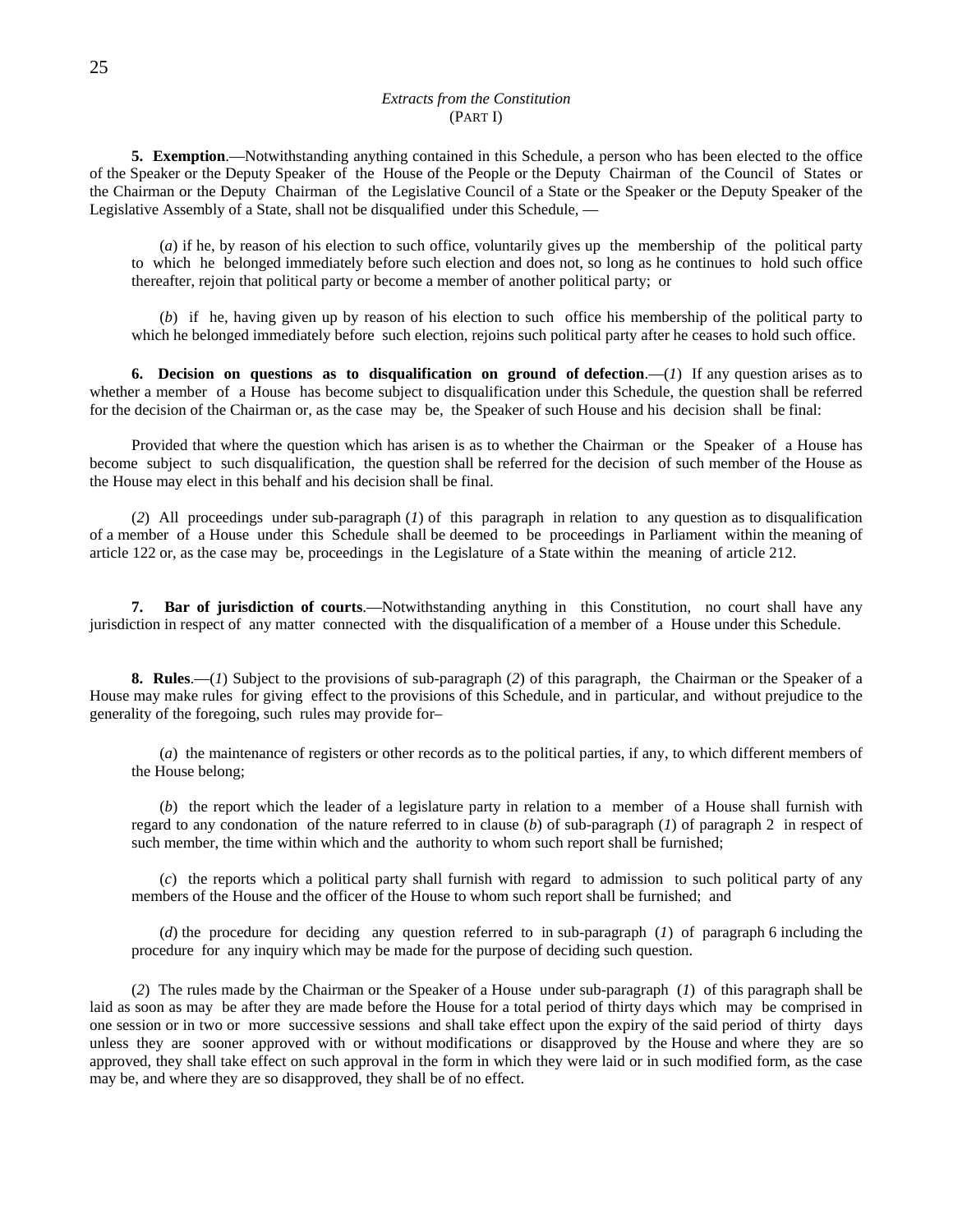*Extracts from the Constitution*
(PART I)

**5. Exemption**.—Notwithstanding anything contained in this Schedule, a person who has been elected to the office of the Speaker or the Deputy Speaker of the House of the People or the Deputy Chairman of the Council of States or the Chairman or the Deputy Chairman of the Legislative Council of a State or the Speaker or the Deputy Speaker of the Legislative Assembly of a State, shall not be disqualified under this Schedule, —

(*a*) if he, by reason of his election to such office, voluntarily gives up the membership of the political party to which he belonged immediately before such election and does not, so long as he continues to hold such office thereafter, rejoin that political party or become a member of another political party; or

(*b*) if he, having given up by reason of his election to such office his membership of the political party to which he belonged immediately before such election, rejoins such political party after he ceases to hold such office.

**6. Decision on questions as to disqualification on ground of defection**.—(*1*) If any question arises as to whether a member of a House has become subject to disqualification under this Schedule, the question shall be referred for the decision of the Chairman or, as the case may be, the Speaker of such House and his decision shall be final:

Provided that where the question which has arisen is as to whether the Chairman or the Speaker of a House has become subject to such disqualification, the question shall be referred for the decision of such member of the House as the House may elect in this behalf and his decision shall be final.

(*2*) All proceedings under sub-paragraph (*1*) of this paragraph in relation to any question as to disqualification of a member of a House under this Schedule shall be deemed to be proceedings in Parliament within the meaning of article 122 or, as the case may be, proceedings in the Legislature of a State within the meaning of article 212.

**7. Bar of jurisdiction of courts**.—Notwithstanding anything in this Constitution, no court shall have any jurisdiction in respect of any matter connected with the disqualification of a member of a House under this Schedule.

**8. Rules**.—(*1*) Subject to the provisions of sub-paragraph (*2*) of this paragraph, the Chairman or the Speaker of a House may make rules for giving effect to the provisions of this Schedule, and in particular, and without prejudice to the generality of the foregoing, such rules may provide for–

(*a*) the maintenance of registers or other records as to the political parties, if any, to which different members of the House belong;

(*b*) the report which the leader of a legislature party in relation to a member of a House shall furnish with regard to any condonation of the nature referred to in clause (*b*) of sub-paragraph (*1*) of paragraph 2 in respect of such member, the time within which and the authority to whom such report shall be furnished;

(*c*) the reports which a political party shall furnish with regard to admission to such political party of any members of the House and the officer of the House to whom such report shall be furnished; and

(*d*) the procedure for deciding any question referred to in sub-paragraph (*1*) of paragraph 6 including the procedure for any inquiry which may be made for the purpose of deciding such question.

(*2*) The rules made by the Chairman or the Speaker of a House under sub-paragraph (*1*) of this paragraph shall be laid as soon as may be after they are made before the House for a total period of thirty days which may be comprised in one session or in two or more successive sessions and shall take effect upon the expiry of the said period of thirty days unless they are sooner approved with or without modifications or disapproved by the House and where they are so approved, they shall take effect on such approval in the form in which they were laid or in such modified form, as the case may be, and where they are so disapproved, they shall be of no effect.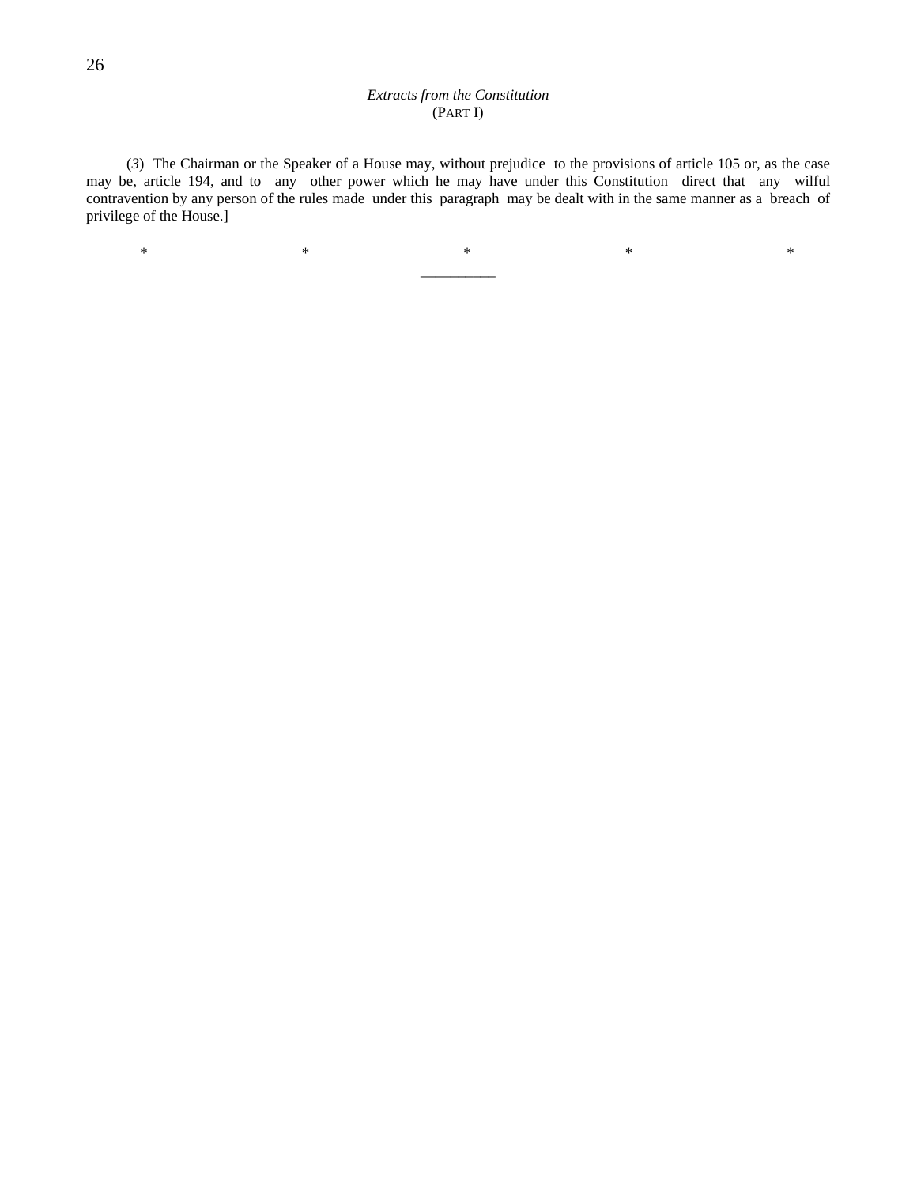(*3*) The Chairman or the Speaker of a House may, without prejudice to the provisions of article 105 or, as the case may be, article 194, and to any other power which he may have under this Constitution direct that any wilful contravention by any person of the rules made under this paragraph may be dealt with in the same manner as a breach of privilege of the House.]

\* \* \* \* \*

———————